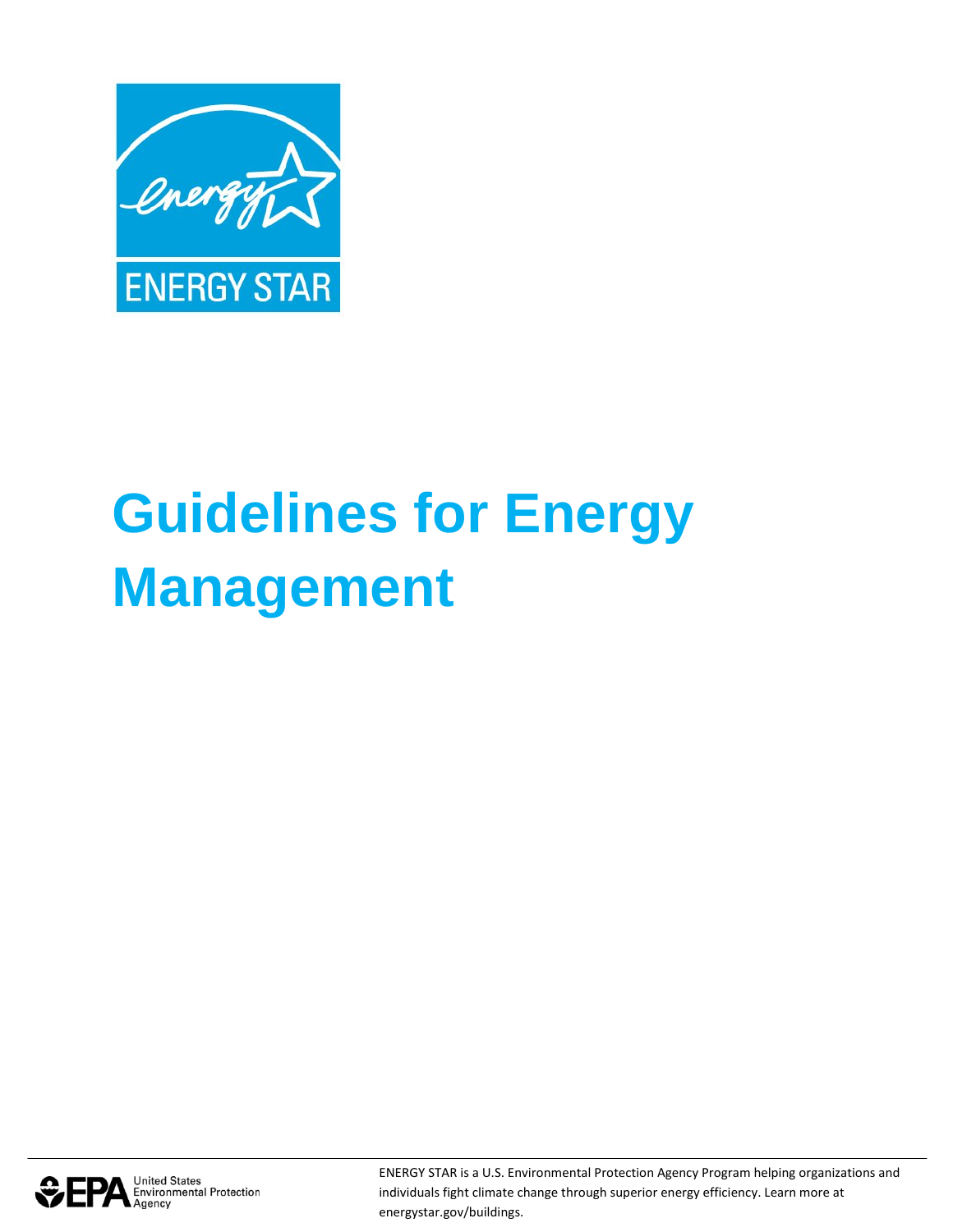# Guidelines for Energy Management

ENERGY STAR is a U.S. Environmental Protection Agency Program helping organizations and individuals fight climate change through superior energy efficiency. Learn more at energystar.gov/buildings.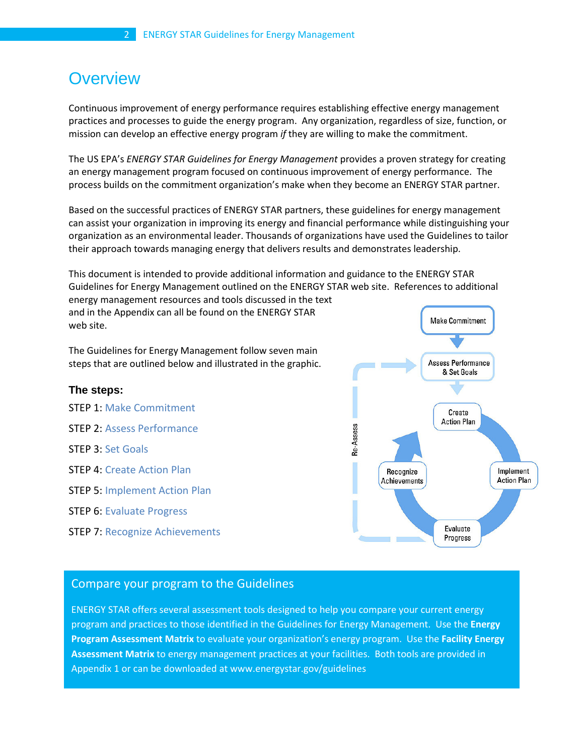# Overview

Continuous improvement of energy performance requires establishing effective energy management practices and processes to guide the energy program. Any organization, regardless of size, function, or mission can develop an effective energy program *if* they are willing to make the commitment.

The US EPA's *ENERGY STAR Guidelines for Energy Management* provides a proven strategy for creating an energy management program focused on continuous improvement of energy performance. The process builds on the commitment organization's make when they become an ENERGY STAR partner.

Based on the successful practices of ENERGY STAR partners, these guidelines for energy management can assist your organization in improving its energy and financial performance while distinguishing your organization as an environmental leader. Thousands of organizations have used the Guidelines to tailor their approach towards managing energy that delivers results and demonstrates leadership.

This document is intended to provide additional information and guidance to the ENERGY STAR Guidelines for Energy Management outlined on the ENERGY STAR web site. References to additional energy management resources and tools discussed in the text and in the Appendix can all be found on the ENERGY STAR web site.

The Guidelines for Energy Management follow seven main steps that are outlined below and illustrated in the graphic.

### The steps:

STEP 1: Make Commitment

STEP 2: Assess Performance

STEP 3: Set Goals

STEP 4: Create Action Plan

STEP 5: Implement Action Plan

STEP 6: Evaluate Progress

STEP 7: Recognize Achievements

Make Commitment → Assess Performance & Set Goals → Create Action Plan → Implement Action Plan → Evaluate Progress → Recognize Achievements → Re-Assess

## Compare your program to the Guidelines

ENERGY STAR offers several assessment tools designed to help you compare your current energy program and practices to those identified in the Guidelines for Energy Management. Use the **Energy Program Assessment Matrix** to evaluate your organization's energy program. Use the **Facility Energy Assessment Matrix** to energy management practices at your facilities. Both tools are provided in Appendix 1 or can be downloaded at www.energystar.gov/guidelines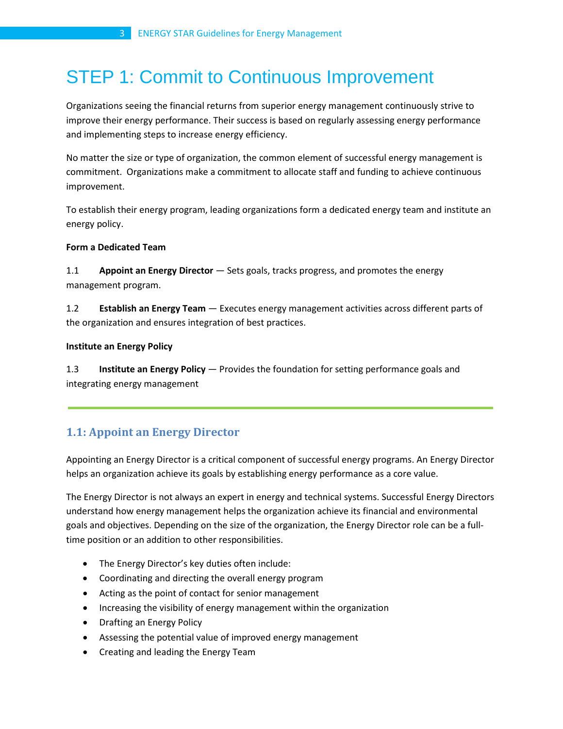# STEP 1: Commit to Continuous Improvement

Organizations seeing the financial returns from superior energy management continuously strive to improve their energy performance. Their success is based on regularly assessing energy performance and implementing steps to increase energy efficiency.

No matter the size or type of organization, the common element of successful energy management is commitment. Organizations make a commitment to allocate staff and funding to achieve continuous improvement.

To establish their energy program, leading organizations form a dedicated energy team and institute an energy policy.

**Form a Dedicated Team**

1.1 **Appoint an Energy Director** — Sets goals, tracks progress, and promotes the energy management program.

1.2 **Establish an Energy Team** — Executes energy management activities across different parts of the organization and ensures integration of best practices.

**Institute an Energy Policy**

1.3 **Institute an Energy Policy** — Provides the foundation for setting performance goals and integrating energy management

---

## 1.1: Appoint an Energy Director

Appointing an Energy Director is a critical component of successful energy programs. An Energy Director helps an organization achieve its goals by establishing energy performance as a core value.

The Energy Director is not always an expert in energy and technical systems. Successful Energy Directors understand how energy management helps the organization achieve its financial and environmental goals and objectives. Depending on the size of the organization, the Energy Director role can be a full-time position or an addition to other responsibilities.

- The Energy Director's key duties often include:
- Coordinating and directing the overall energy program
- Acting as the point of contact for senior management
- Increasing the visibility of energy management within the organization
- Drafting an Energy Policy
- Assessing the potential value of improved energy management
- Creating and leading the Energy Team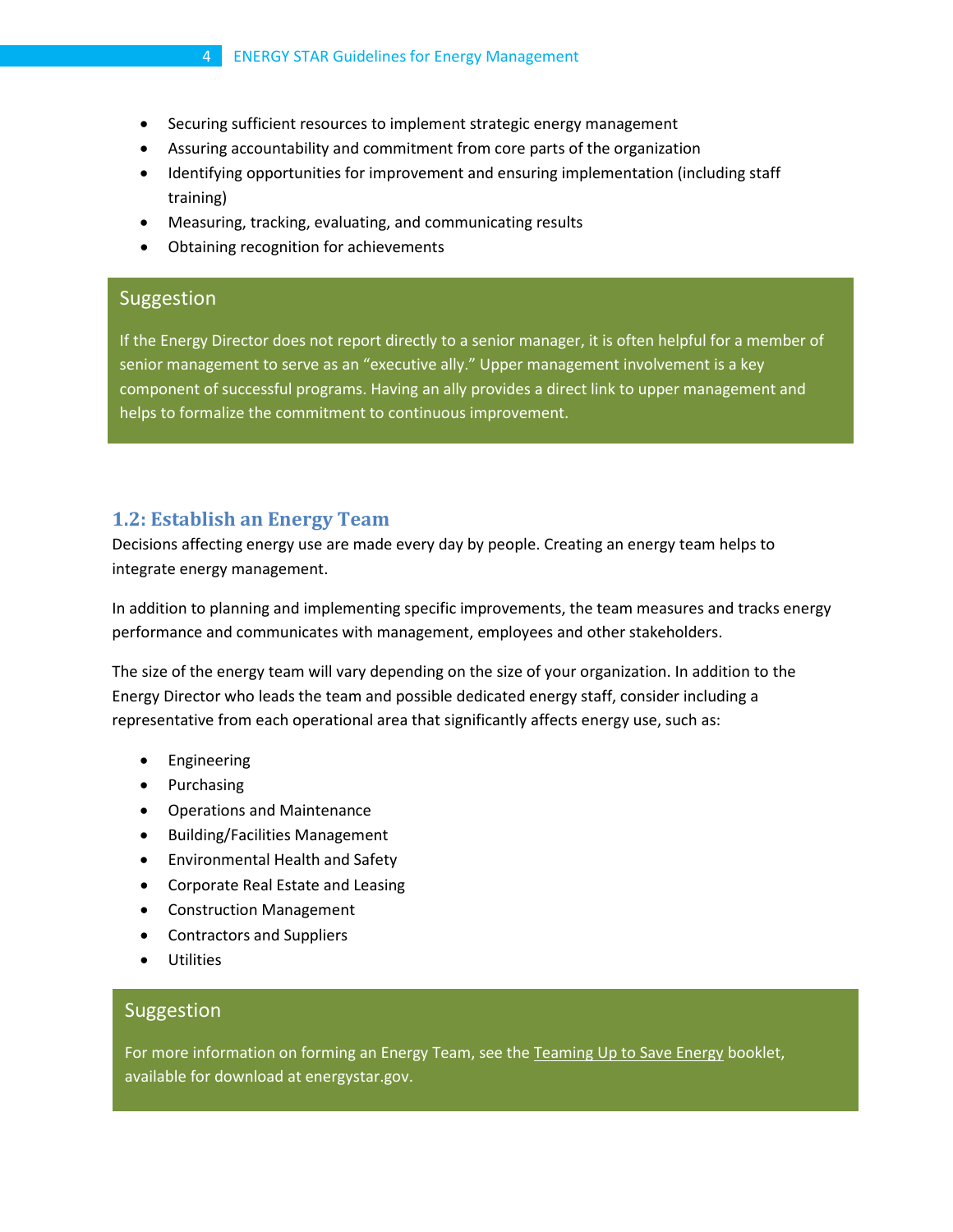- Securing sufficient resources to implement strategic energy management
- Assuring accountability and commitment from core parts of the organization
- Identifying opportunities for improvement and ensuring implementation (including staff training)
- Measuring, tracking, evaluating, and communicating results
- Obtaining recognition for achievements

> **Suggestion**
>
> If the Energy Director does not report directly to a senior manager, it is often helpful for a member of senior management to serve as an "executive ally." Upper management involvement is a key component of successful programs. Having an ally provides a direct link to upper management and helps to formalize the commitment to continuous improvement.

### 1.2: Establish an Energy Team

Decisions affecting energy use are made every day by people. Creating an energy team helps to integrate energy management.

In addition to planning and implementing specific improvements, the team measures and tracks energy performance and communicates with management, employees and other stakeholders.

The size of the energy team will vary depending on the size of your organization. In addition to the Energy Director who leads the team and possible dedicated energy staff, consider including a representative from each operational area that significantly affects energy use, such as:

- Engineering
- Purchasing
- Operations and Maintenance
- Building/Facilities Management
- Environmental Health and Safety
- Corporate Real Estate and Leasing
- Construction Management
- Contractors and Suppliers
- Utilities

> **Suggestion**
>
> For more information on forming an Energy Team, see the Teaming Up to Save Energy booklet, available for download at energystar.gov.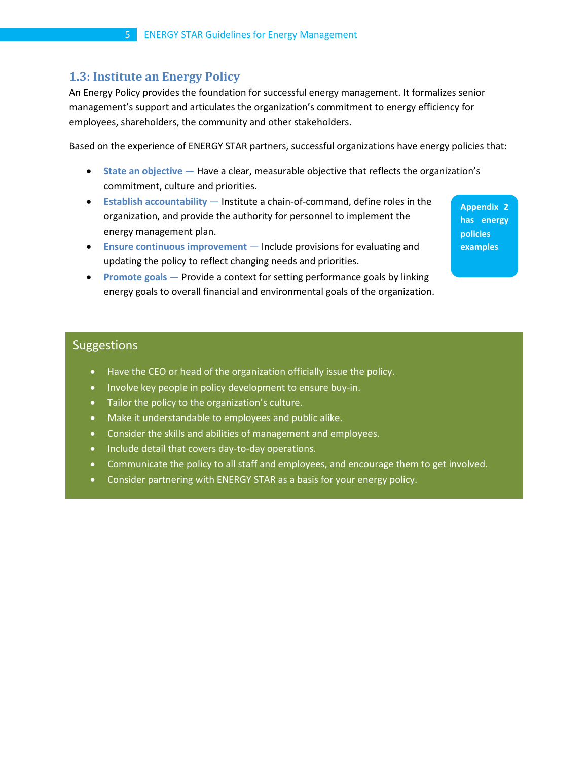### 1.3: Institute an Energy Policy

An Energy Policy provides the foundation for successful energy management. It formalizes senior management's support and articulates the organization's commitment to energy efficiency for employees, shareholders, the community and other stakeholders.

Based on the experience of ENERGY STAR partners, successful organizations have energy policies that:

- **State an objective —** Have a clear, measurable objective that reflects the organization's commitment, culture and priorities.
- **Establish accountability —** Institute a chain-of-command, define roles in the organization, and provide the authority for personnel to implement the energy management plan.
- **Ensure continuous improvement —** Include provisions for evaluating and updating the policy to reflect changing needs and priorities.
- **Promote goals —** Provide a context for setting performance goals by linking energy goals to overall financial and environmental goals of the organization.

**Appendix 2 has energy policies examples**

## Suggestions

- Have the CEO or head of the organization officially issue the policy.
- Involve key people in policy development to ensure buy-in.
- Tailor the policy to the organization's culture.
- Make it understandable to employees and public alike.
- Consider the skills and abilities of management and employees.
- Include detail that covers day-to-day operations.
- Communicate the policy to all staff and employees, and encourage them to get involved.
- Consider partnering with ENERGY STAR as a basis for your energy policy.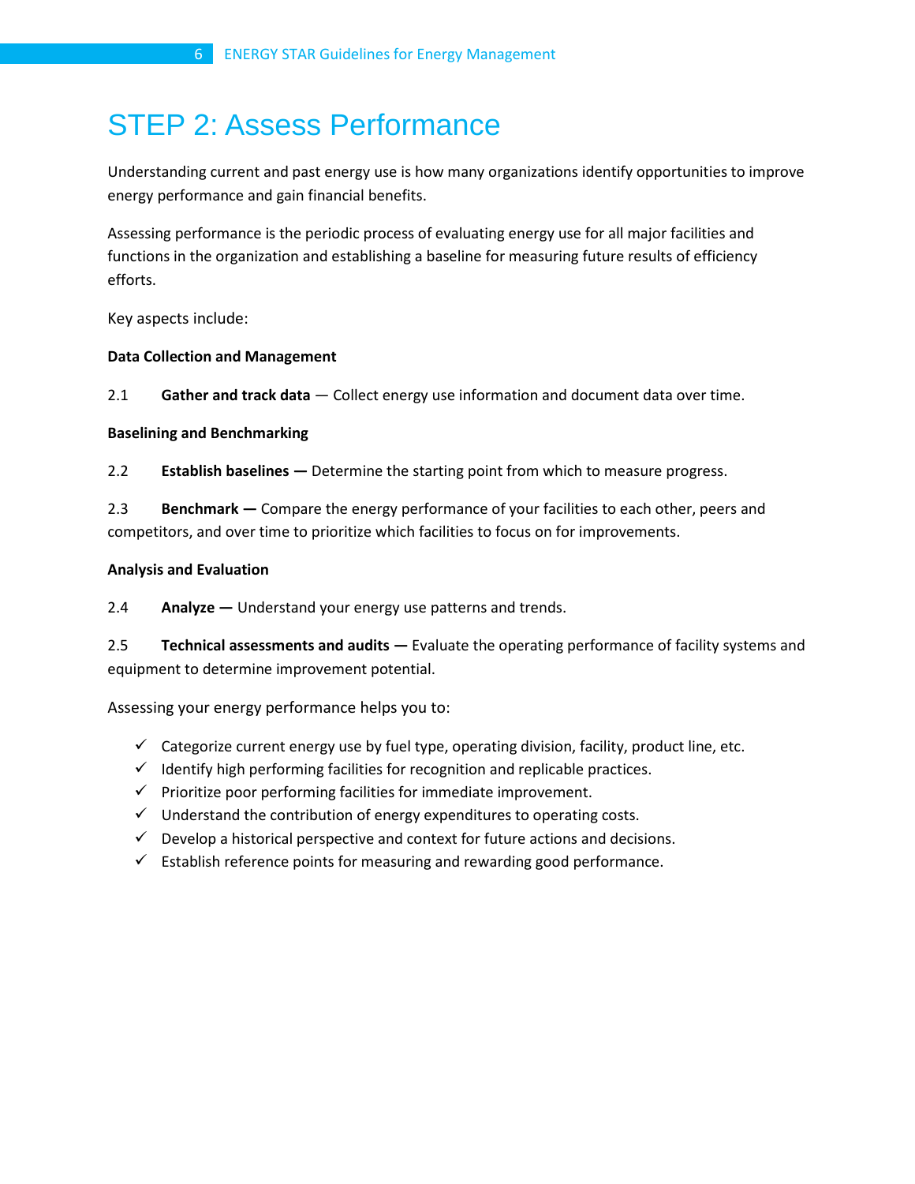# STEP 2: Assess Performance

Understanding current and past energy use is how many organizations identify opportunities to improve energy performance and gain financial benefits.

Assessing performance is the periodic process of evaluating energy use for all major facilities and functions in the organization and establishing a baseline for measuring future results of efficiency efforts.

Key aspects include:

**Data Collection and Management**

2.1 **Gather and track data** — Collect energy use information and document data over time.

**Baselining and Benchmarking**

2.2 **Establish baselines —** Determine the starting point from which to measure progress.

2.3 **Benchmark —** Compare the energy performance of your facilities to each other, peers and competitors, and over time to prioritize which facilities to focus on for improvements.

**Analysis and Evaluation**

2.4 **Analyze —** Understand your energy use patterns and trends.

2.5 **Technical assessments and audits —** Evaluate the operating performance of facility systems and equipment to determine improvement potential.

Assessing your energy performance helps you to:

- ✓ Categorize current energy use by fuel type, operating division, facility, product line, etc.
- ✓ Identify high performing facilities for recognition and replicable practices.
- ✓ Prioritize poor performing facilities for immediate improvement.
- ✓ Understand the contribution of energy expenditures to operating costs.
- ✓ Develop a historical perspective and context for future actions and decisions.
- ✓ Establish reference points for measuring and rewarding good performance.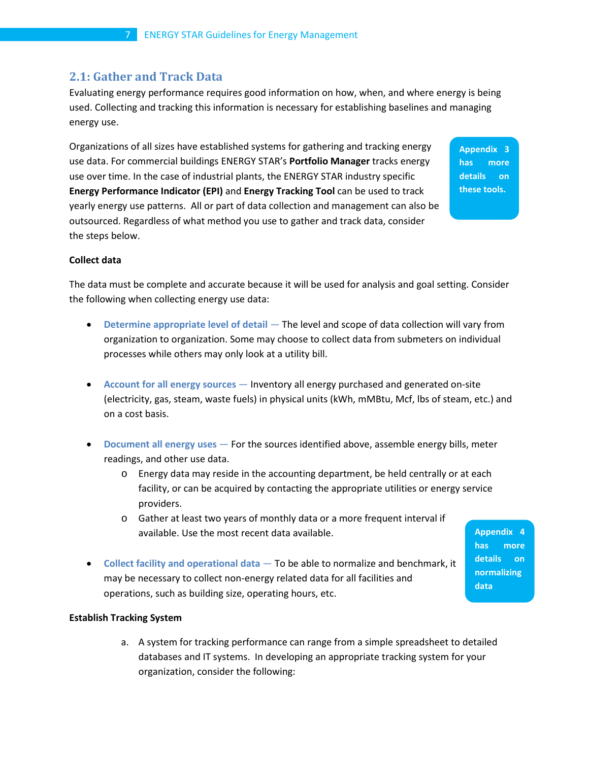## 2.1: Gather and Track Data

Evaluating energy performance requires good information on how, when, and where energy is being used. Collecting and tracking this information is necessary for establishing baselines and managing energy use.

Organizations of all sizes have established systems for gathering and tracking energy use data. For commercial buildings ENERGY STAR's **Portfolio Manager** tracks energy use over time. In the case of industrial plants, the ENERGY STAR industry specific **Energy Performance Indicator (EPI)** and **Energy Tracking Tool** can be used to track yearly energy use patterns. All or part of data collection and management can also be outsourced. Regardless of what method you use to gather and track data, consider the steps below.

> **Appendix 3 has more details on these tools.**

**Collect data**

The data must be complete and accurate because it will be used for analysis and goal setting. Consider the following when collecting energy use data:

- **Determine appropriate level of detail** — The level and scope of data collection will vary from organization to organization. Some may choose to collect data from submeters on individual processes while others may only look at a utility bill.

- **Account for all energy sources** — Inventory all energy purchased and generated on-site (electricity, gas, steam, waste fuels) in physical units (kWh, mMBtu, Mcf, lbs of steam, etc.) and on a cost basis.

- **Document all energy uses** — For the sources identified above, assemble energy bills, meter readings, and other use data.
  - Energy data may reside in the accounting department, be held centrally or at each facility, or can be acquired by contacting the appropriate utilities or energy service providers.
  - Gather at least two years of monthly data or a more frequent interval if available. Use the most recent data available.

- **Collect facility and operational data** — To be able to normalize and benchmark, it may be necessary to collect non-energy related data for all facilities and operations, such as building size, operating hours, etc.

> **Appendix 4 has more details on normalizing data**

**Establish Tracking System**

a. A system for tracking performance can range from a simple spreadsheet to detailed databases and IT systems. In developing an appropriate tracking system for your organization, consider the following: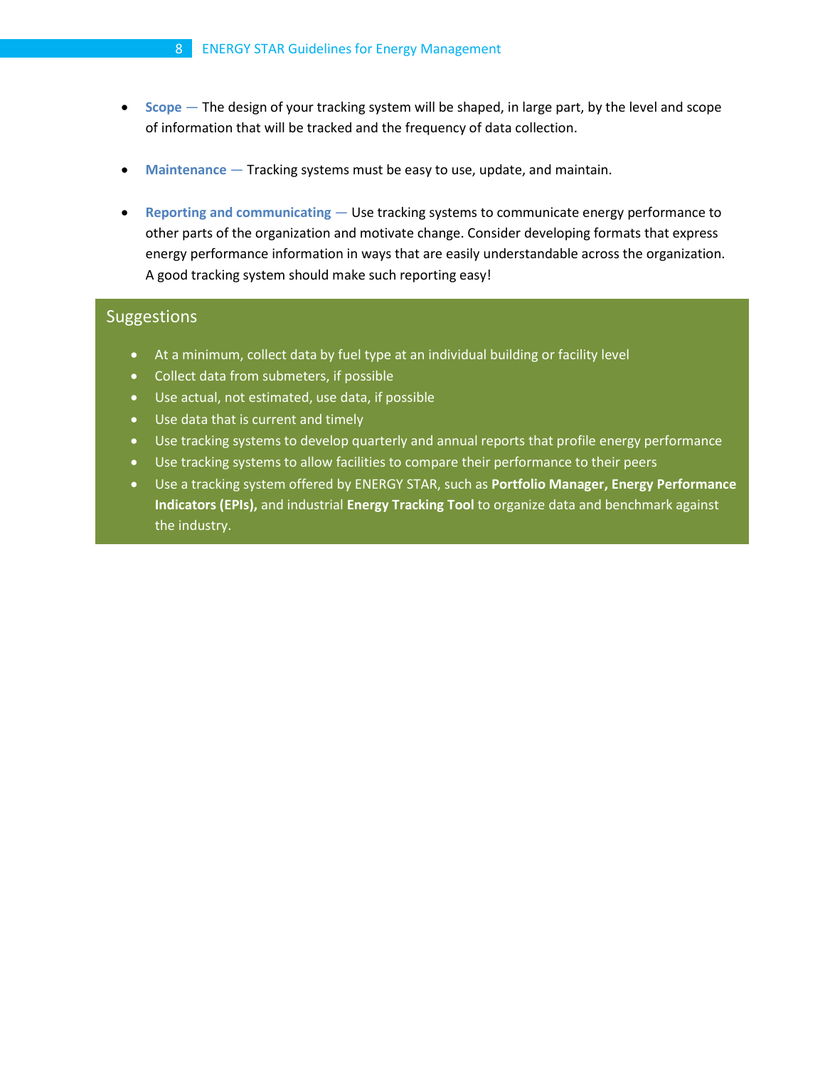- **Scope** — The design of your tracking system will be shaped, in large part, by the level and scope of information that will be tracked and the frequency of data collection.

- **Maintenance** — Tracking systems must be easy to use, update, and maintain.

- **Reporting and communicating** — Use tracking systems to communicate energy performance to other parts of the organization and motivate change. Consider developing formats that express energy performance information in ways that are easily understandable across the organization. A good tracking system should make such reporting easy!

## Suggestions

- At a minimum, collect data by fuel type at an individual building or facility level
- Collect data from submeters, if possible
- Use actual, not estimated, use data, if possible
- Use data that is current and timely
- Use tracking systems to develop quarterly and annual reports that profile energy performance
- Use tracking systems to allow facilities to compare their performance to their peers
- Use a tracking system offered by ENERGY STAR, such as **Portfolio Manager, Energy Performance Indicators (EPIs),** and industrial **Energy Tracking Tool** to organize data and benchmark against the industry.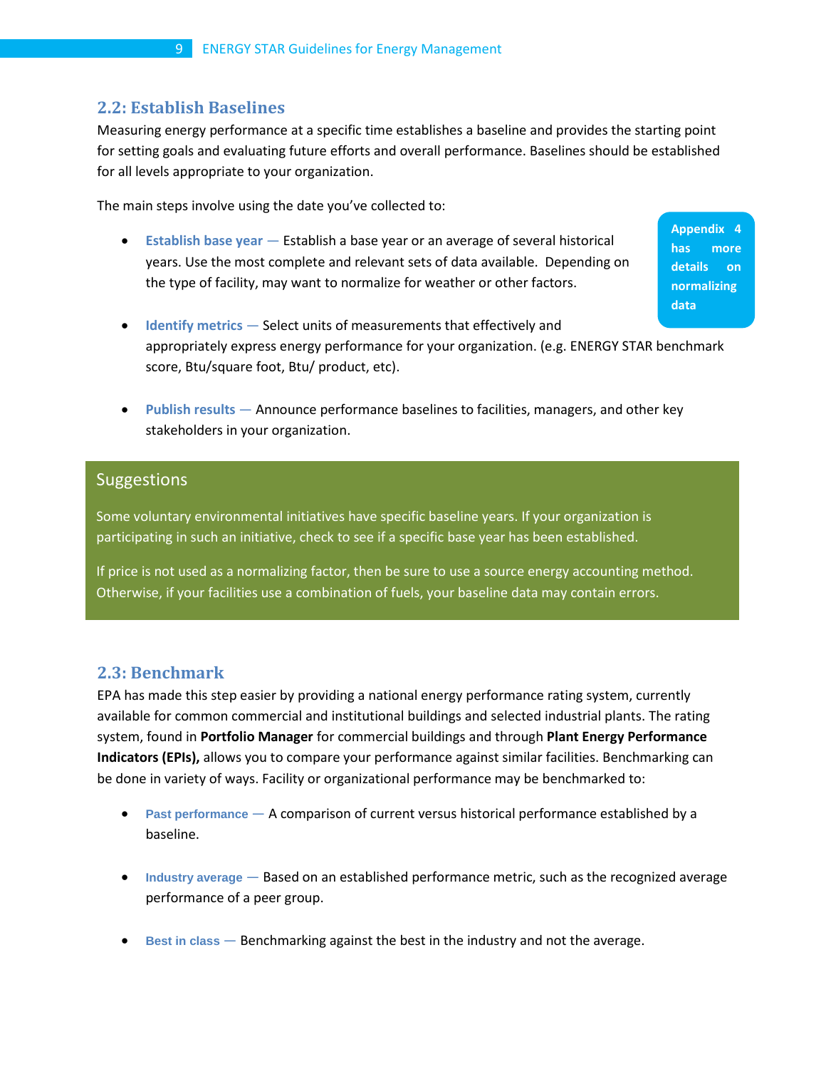## 2.2: Establish Baselines

Measuring energy performance at a specific time establishes a baseline and provides the starting point for setting goals and evaluating future efforts and overall performance. Baselines should be established for all levels appropriate to your organization.

The main steps involve using the date you've collected to:

- **Establish base year** — Establish a base year or an average of several historical years. Use the most complete and relevant sets of data available. Depending on the type of facility, may want to normalize for weather or other factors.

- **Identify metrics** — Select units of measurements that effectively and appropriately express energy performance for your organization. (e.g. ENERGY STAR benchmark score, Btu/square foot, Btu/ product, etc).

- **Publish results** — Announce performance baselines to facilities, managers, and other key stakeholders in your organization.

**Appendix 4 has more details on normalizing data**

### Suggestions

Some voluntary environmental initiatives have specific baseline years. If your organization is participating in such an initiative, check to see if a specific base year has been established.

If price is not used as a normalizing factor, then be sure to use a source energy accounting method. Otherwise, if your facilities use a combination of fuels, your baseline data may contain errors.

## 2.3: Benchmark

EPA has made this step easier by providing a national energy performance rating system, currently available for common commercial and institutional buildings and selected industrial plants. The rating system, found in **Portfolio Manager** for commercial buildings and through **Plant Energy Performance Indicators (EPIs),** allows you to compare your performance against similar facilities. Benchmarking can be done in variety of ways. Facility or organizational performance may be benchmarked to:

- **Past performance** — A comparison of current versus historical performance established by a baseline.

- **Industry average** — Based on an established performance metric, such as the recognized average performance of a peer group.

- **Best in class** — Benchmarking against the best in the industry and not the average.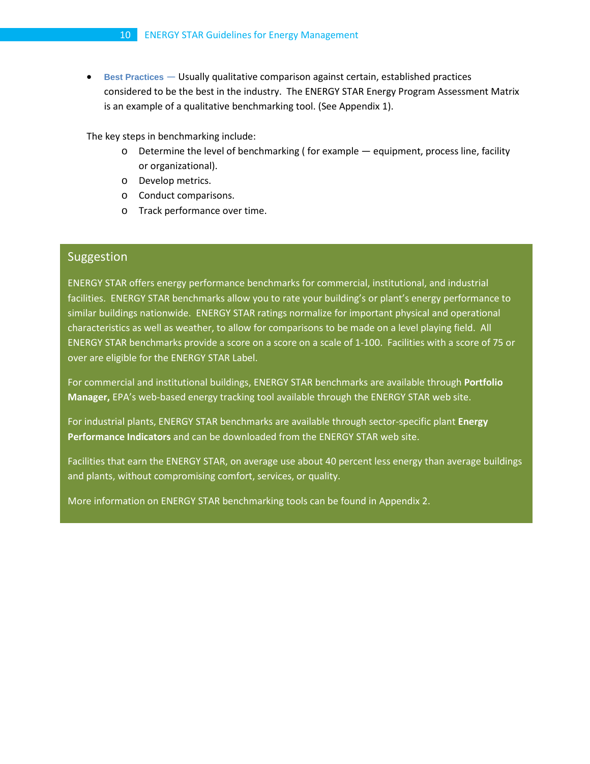- **Best Practices** — Usually qualitative comparison against certain, established practices considered to be the best in the industry. The ENERGY STAR Energy Program Assessment Matrix is an example of a qualitative benchmarking tool. (See Appendix 1).

The key steps in benchmarking include:

- Determine the level of benchmarking ( for example — equipment, process line, facility or organizational).
- Develop metrics.
- Conduct comparisons.
- Track performance over time.

## Suggestion

ENERGY STAR offers energy performance benchmarks for commercial, institutional, and industrial facilities. ENERGY STAR benchmarks allow you to rate your building's or plant's energy performance to similar buildings nationwide. ENERGY STAR ratings normalize for important physical and operational characteristics as well as weather, to allow for comparisons to be made on a level playing field. All ENERGY STAR benchmarks provide a score on a score on a scale of 1-100. Facilities with a score of 75 or over are eligible for the ENERGY STAR Label.

For commercial and institutional buildings, ENERGY STAR benchmarks are available through **Portfolio Manager,** EPA's web-based energy tracking tool available through the ENERGY STAR web site.

For industrial plants, ENERGY STAR benchmarks are available through sector-specific plant **Energy Performance Indicators** and can be downloaded from the ENERGY STAR web site.

Facilities that earn the ENERGY STAR, on average use about 40 percent less energy than average buildings and plants, without compromising comfort, services, or quality.

More information on ENERGY STAR benchmarking tools can be found in Appendix 2.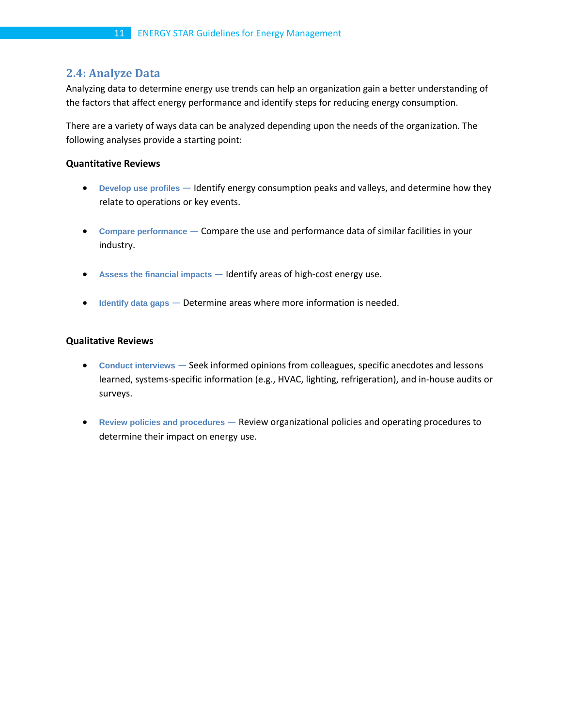## 2.4: Analyze Data

Analyzing data to determine energy use trends can help an organization gain a better understanding of the factors that affect energy performance and identify steps for reducing energy consumption.

There are a variety of ways data can be analyzed depending upon the needs of the organization. The following analyses provide a starting point:

**Quantitative Reviews**

- **Develop use profiles** — Identify energy consumption peaks and valleys, and determine how they relate to operations or key events.

- **Compare performance** — Compare the use and performance data of similar facilities in your industry.

- **Assess the financial impacts** — Identify areas of high-cost energy use.

- **Identify data gaps** — Determine areas where more information is needed.

**Qualitative Reviews**

- **Conduct interviews** — Seek informed opinions from colleagues, specific anecdotes and lessons learned, systems-specific information (e.g., HVAC, lighting, refrigeration), and in-house audits or surveys.

- **Review policies and procedures** — Review organizational policies and operating procedures to determine their impact on energy use.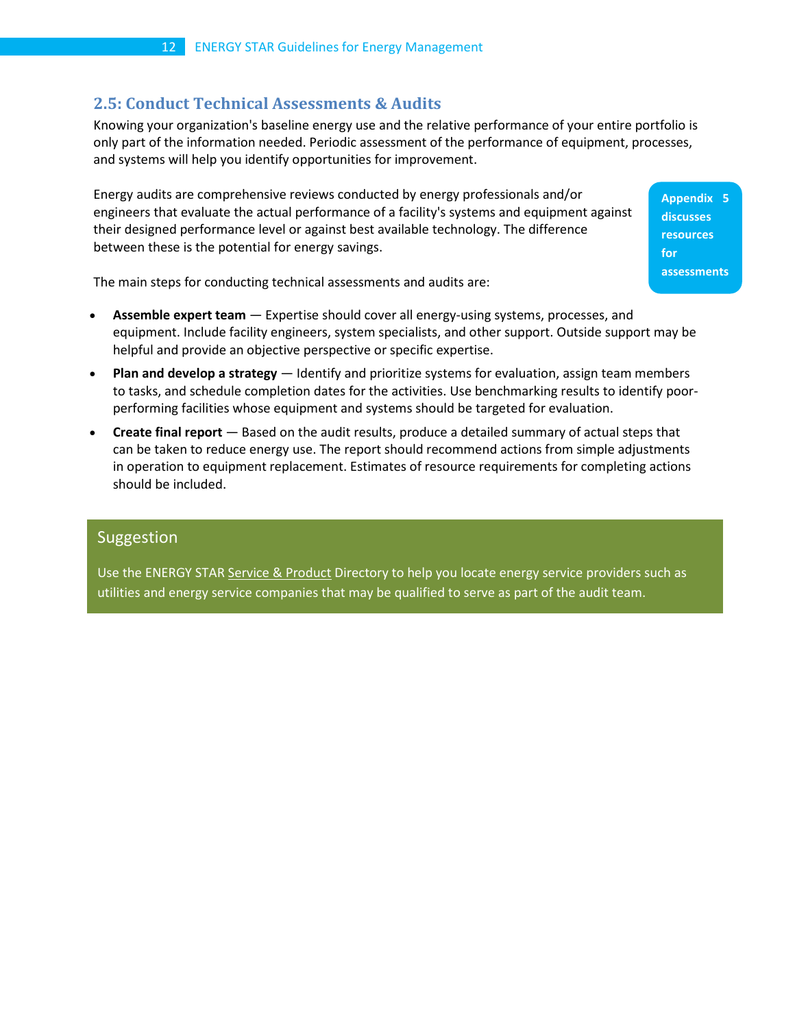## 2.5: Conduct Technical Assessments & Audits

Knowing your organization's baseline energy use and the relative performance of your entire portfolio is only part of the information needed. Periodic assessment of the performance of equipment, processes, and systems will help you identify opportunities for improvement.

Energy audits are comprehensive reviews conducted by energy professionals and/or engineers that evaluate the actual performance of a facility's systems and equipment against their designed performance level or against best available technology. The difference between these is the potential for energy savings.

**Appendix 5 discusses resources for assessments**

The main steps for conducting technical assessments and audits are:

- **Assemble expert team** — Expertise should cover all energy-using systems, processes, and equipment. Include facility engineers, system specialists, and other support. Outside support may be helpful and provide an objective perspective or specific expertise.
- **Plan and develop a strategy** — Identify and prioritize systems for evaluation, assign team members to tasks, and schedule completion dates for the activities. Use benchmarking results to identify poor-performing facilities whose equipment and systems should be targeted for evaluation.
- **Create final report** — Based on the audit results, produce a detailed summary of actual steps that can be taken to reduce energy use. The report should recommend actions from simple adjustments in operation to equipment replacement. Estimates of resource requirements for completing actions should be included.

### Suggestion

Use the ENERGY STAR Service & Product Directory to help you locate energy service providers such as utilities and energy service companies that may be qualified to serve as part of the audit team.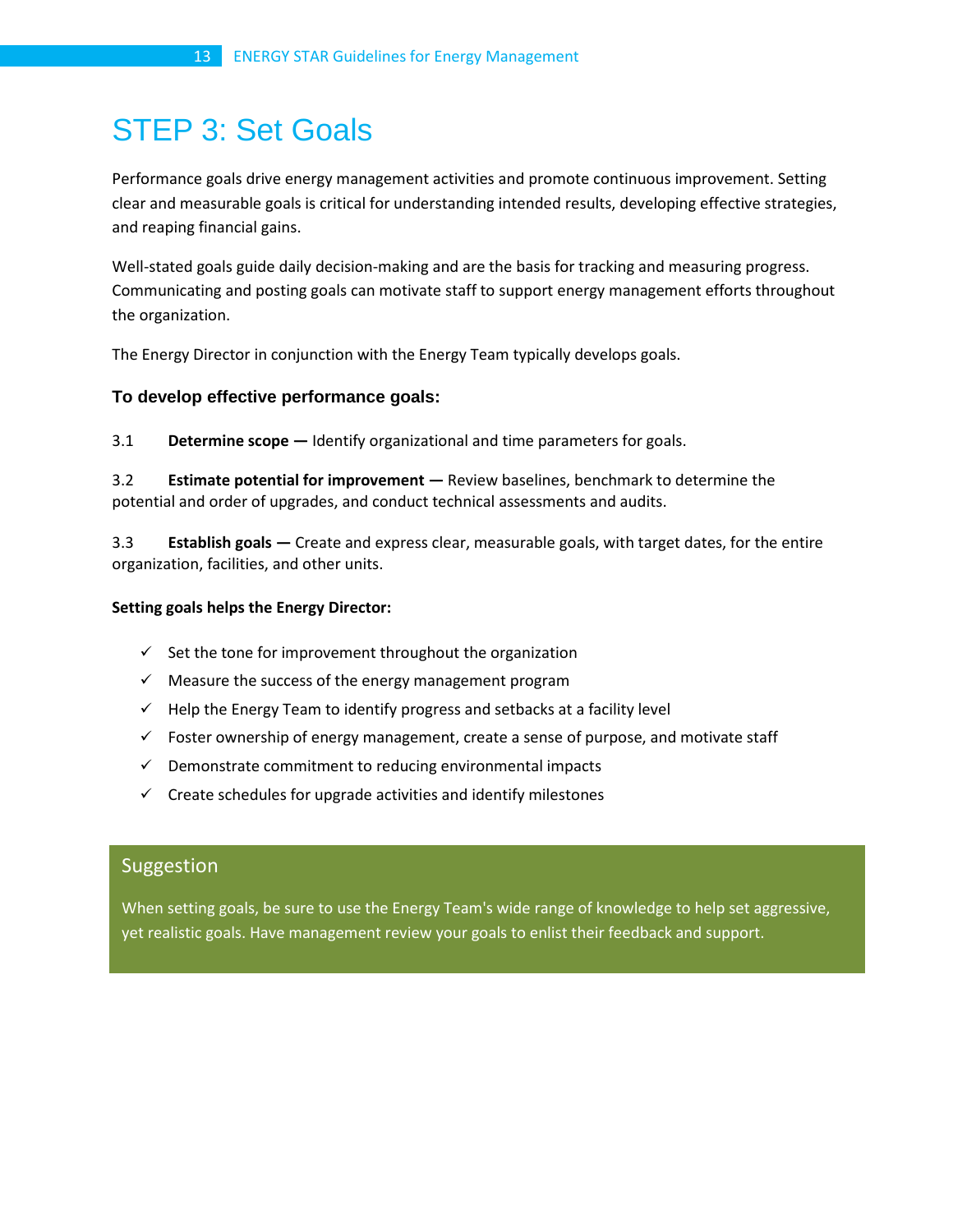# STEP 3: Set Goals

Performance goals drive energy management activities and promote continuous improvement. Setting clear and measurable goals is critical for understanding intended results, developing effective strategies, and reaping financial gains.

Well-stated goals guide daily decision-making and are the basis for tracking and measuring progress. Communicating and posting goals can motivate staff to support energy management efforts throughout the organization.

The Energy Director in conjunction with the Energy Team typically develops goals.

### To develop effective performance goals:

3.1 **Determine scope —** Identify organizational and time parameters for goals.

3.2 **Estimate potential for improvement —** Review baselines, benchmark to determine the potential and order of upgrades, and conduct technical assessments and audits.

3.3 **Establish goals —** Create and express clear, measurable goals, with target dates, for the entire organization, facilities, and other units.

**Setting goals helps the Energy Director:**

- ✓ Set the tone for improvement throughout the organization
- ✓ Measure the success of the energy management program
- ✓ Help the Energy Team to identify progress and setbacks at a facility level
- ✓ Foster ownership of energy management, create a sense of purpose, and motivate staff
- ✓ Demonstrate commitment to reducing environmental impacts
- ✓ Create schedules for upgrade activities and identify milestones

> **Suggestion**
>
> When setting goals, be sure to use the Energy Team's wide range of knowledge to help set aggressive, yet realistic goals. Have management review your goals to enlist their feedback and support.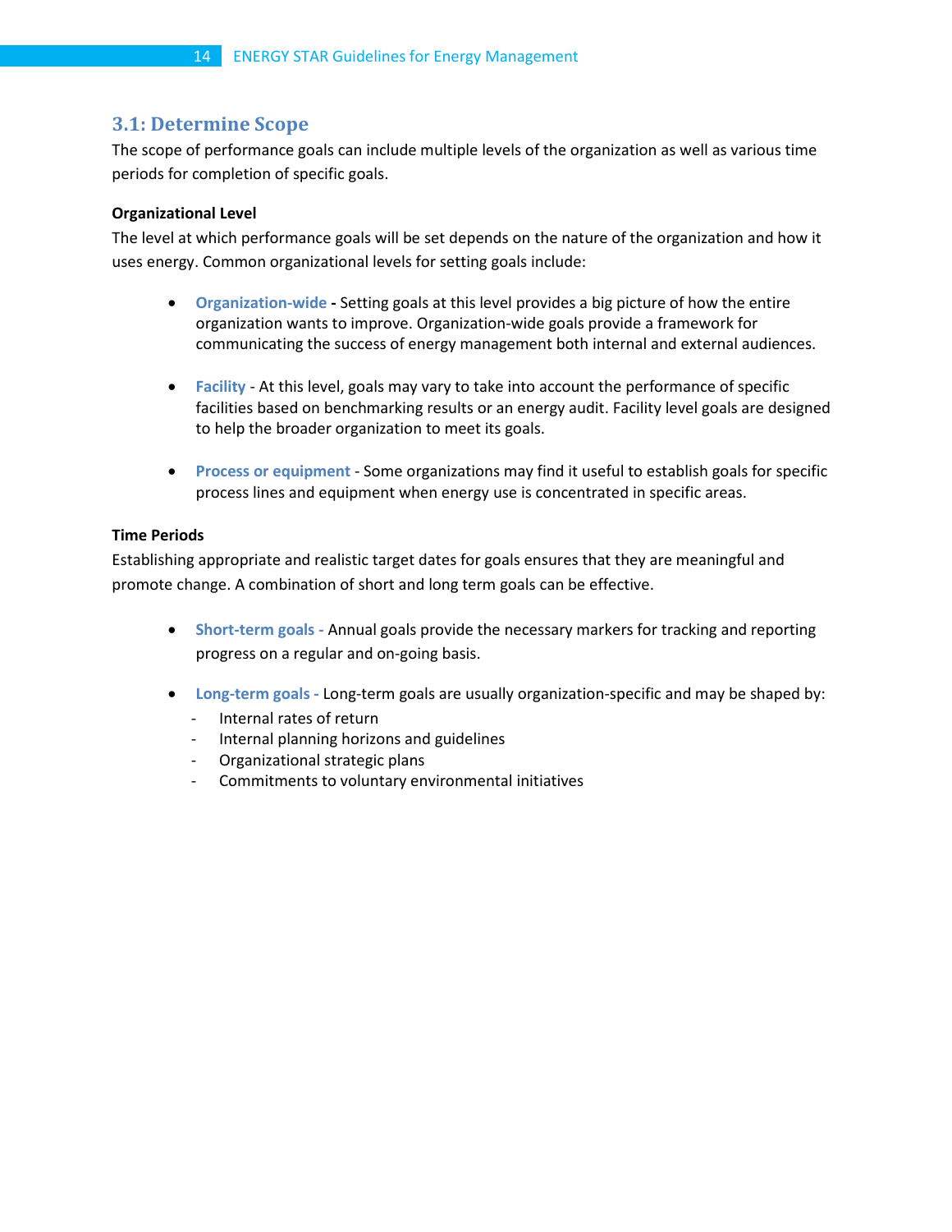## 3.1: Determine Scope

The scope of performance goals can include multiple levels of the organization as well as various time periods for completion of specific goals.

**Organizational Level**

The level at which performance goals will be set depends on the nature of the organization and how it uses energy. Common organizational levels for setting goals include:

- **Organization-wide** - Setting goals at this level provides a big picture of how the entire organization wants to improve. Organization-wide goals provide a framework for communicating the success of energy management both internal and external audiences.

- **Facility** - At this level, goals may vary to take into account the performance of specific facilities based on benchmarking results or an energy audit. Facility level goals are designed to help the broader organization to meet its goals.

- **Process or equipment** - Some organizations may find it useful to establish goals for specific process lines and equipment when energy use is concentrated in specific areas.

**Time Periods**

Establishing appropriate and realistic target dates for goals ensures that they are meaningful and promote change. A combination of short and long term goals can be effective.

- **Short-term goals** - Annual goals provide the necessary markers for tracking and reporting progress on a regular and on-going basis.

- **Long-term goals** - Long-term goals are usually organization-specific and may be shaped by:
  - Internal rates of return
  - Internal planning horizons and guidelines
  - Organizational strategic plans
  - Commitments to voluntary environmental initiatives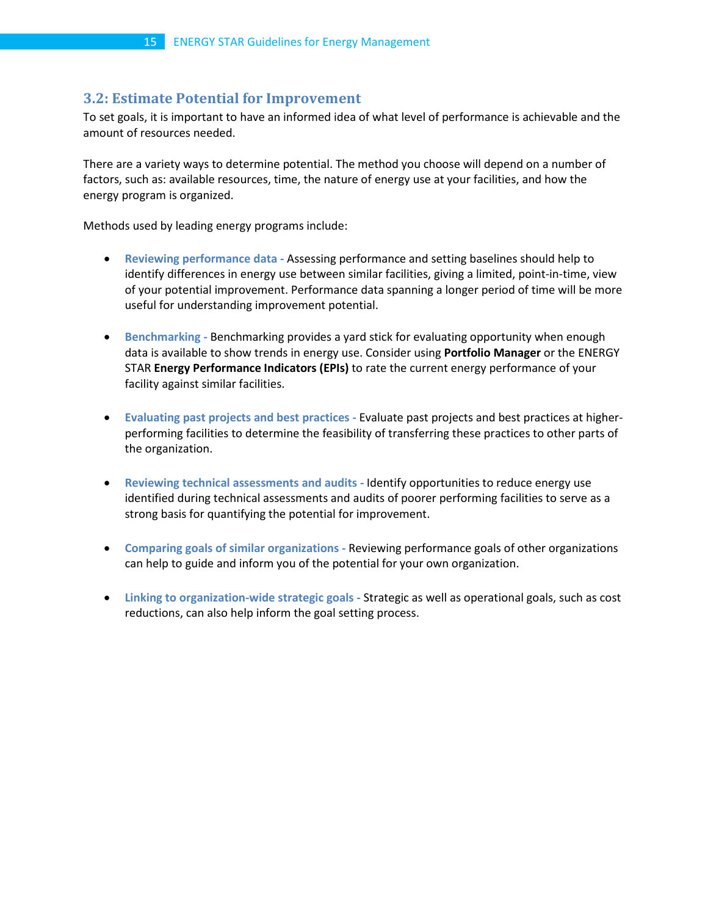## 3.2: Estimate Potential for Improvement

To set goals, it is important to have an informed idea of what level of performance is achievable and the amount of resources needed.

There are a variety ways to determine potential. The method you choose will depend on a number of factors, such as: available resources, time, the nature of energy use at your facilities, and how the energy program is organized.

Methods used by leading energy programs include:

- **Reviewing performance data** - Assessing performance and setting baselines should help to identify differences in energy use between similar facilities, giving a limited, point-in-time, view of your potential improvement. Performance data spanning a longer period of time will be more useful for understanding improvement potential.

- **Benchmarking** - Benchmarking provides a yard stick for evaluating opportunity when enough data is available to show trends in energy use. Consider using **Portfolio Manager** or the ENERGY STAR **Energy Performance Indicators (EPIs)** to rate the current energy performance of your facility against similar facilities.

- **Evaluating past projects and best practices** - Evaluate past projects and best practices at higher-performing facilities to determine the feasibility of transferring these practices to other parts of the organization.

- **Reviewing technical assessments and audits** - Identify opportunities to reduce energy use identified during technical assessments and audits of poorer performing facilities to serve as a strong basis for quantifying the potential for improvement.

- **Comparing goals of similar organizations** - Reviewing performance goals of other organizations can help to guide and inform you of the potential for your own organization.

- **Linking to organization-wide strategic goals** - Strategic as well as operational goals, such as cost reductions, can also help inform the goal setting process.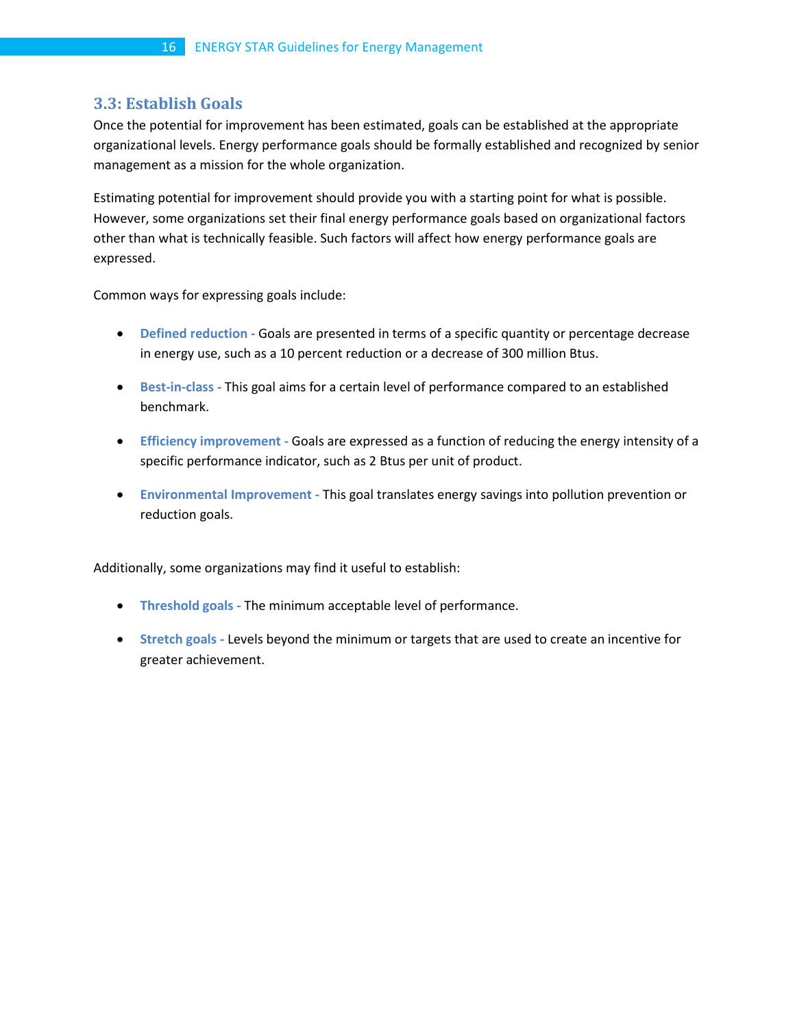## 3.3: Establish Goals

Once the potential for improvement has been estimated, goals can be established at the appropriate organizational levels. Energy performance goals should be formally established and recognized by senior management as a mission for the whole organization.

Estimating potential for improvement should provide you with a starting point for what is possible. However, some organizations set their final energy performance goals based on organizational factors other than what is technically feasible. Such factors will affect how energy performance goals are expressed.

Common ways for expressing goals include:

- **Defined reduction -** Goals are presented in terms of a specific quantity or percentage decrease in energy use, such as a 10 percent reduction or a decrease of 300 million Btus.
- **Best-in-class -** This goal aims for a certain level of performance compared to an established benchmark.
- **Efficiency improvement -** Goals are expressed as a function of reducing the energy intensity of a specific performance indicator, such as 2 Btus per unit of product.
- **Environmental Improvement -** This goal translates energy savings into pollution prevention or reduction goals.

Additionally, some organizations may find it useful to establish:

- **Threshold goals -** The minimum acceptable level of performance.
- **Stretch goals -** Levels beyond the minimum or targets that are used to create an incentive for greater achievement.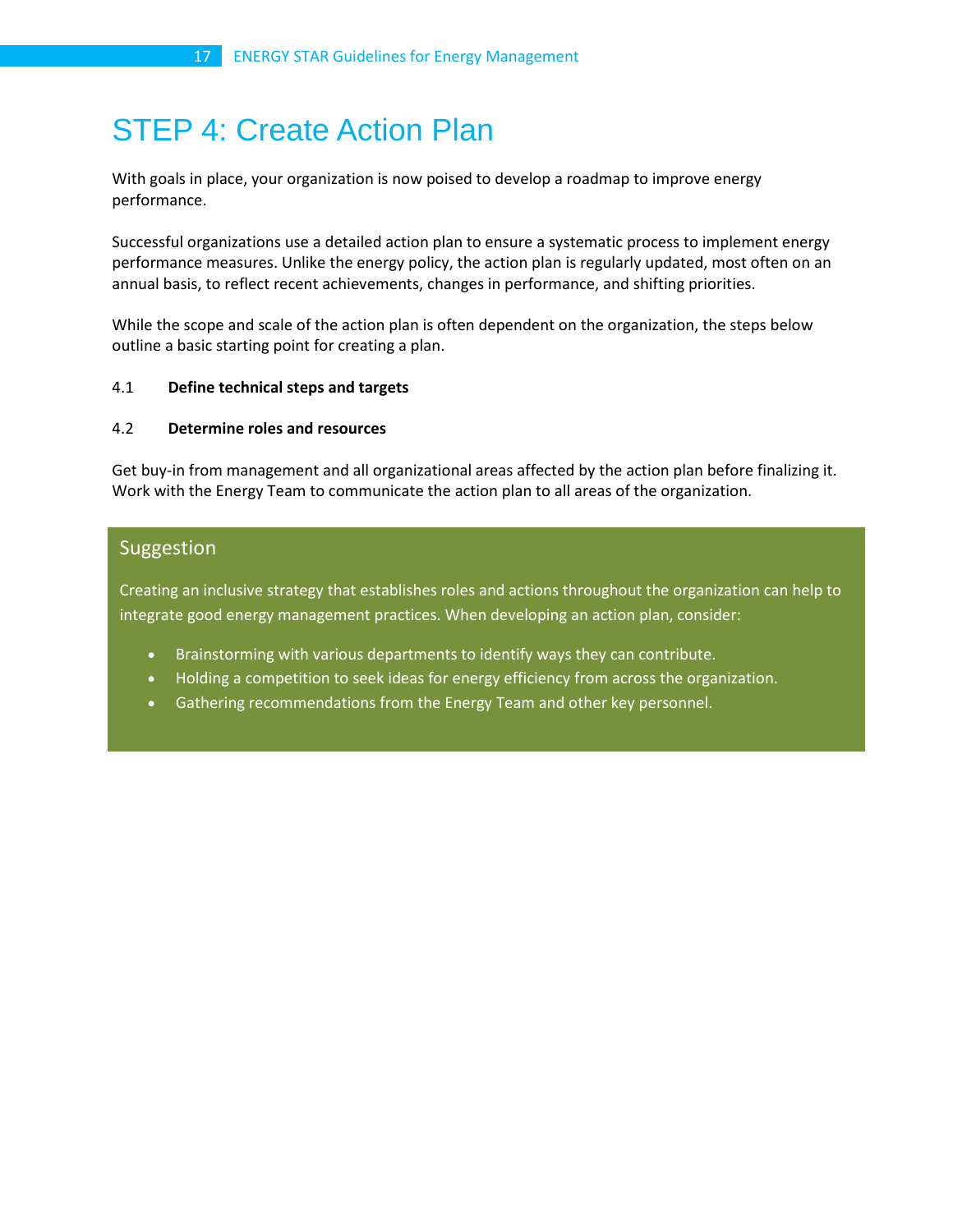# STEP 4: Create Action Plan

With goals in place, your organization is now poised to develop a roadmap to improve energy performance.

Successful organizations use a detailed action plan to ensure a systematic process to implement energy performance measures. Unlike the energy policy, the action plan is regularly updated, most often on an annual basis, to reflect recent achievements, changes in performance, and shifting priorities.

While the scope and scale of the action plan is often dependent on the organization, the steps below outline a basic starting point for creating a plan.

4.1 **Define technical steps and targets**

4.2 **Determine roles and resources**

Get buy-in from management and all organizational areas affected by the action plan before finalizing it. Work with the Energy Team to communicate the action plan to all areas of the organization.

## Suggestion

Creating an inclusive strategy that establishes roles and actions throughout the organization can help to integrate good energy management practices. When developing an action plan, consider:

- Brainstorming with various departments to identify ways they can contribute.
- Holding a competition to seek ideas for energy efficiency from across the organization.
- Gathering recommendations from the Energy Team and other key personnel.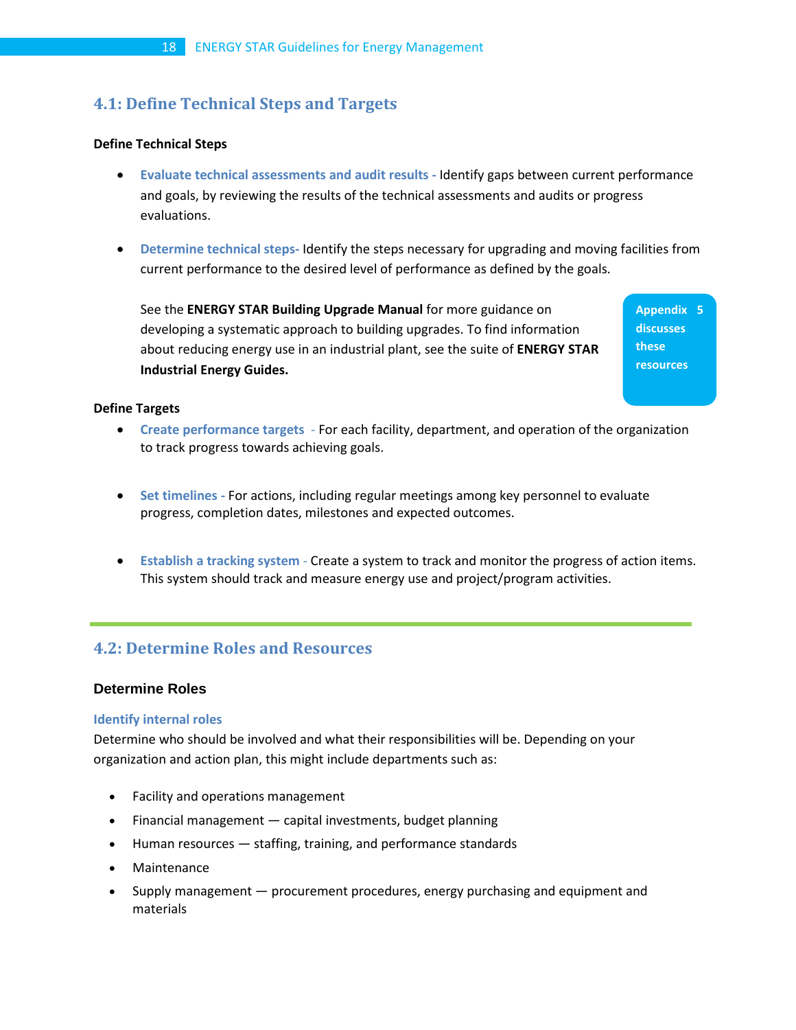## 4.1: Define Technical Steps and Targets

**Define Technical Steps**

- **Evaluate technical assessments and audit results -** Identify gaps between current performance and goals, by reviewing the results of the technical assessments and audits or progress evaluations.

- **Determine technical steps-** Identify the steps necessary for upgrading and moving facilities from current performance to the desired level of performance as defined by the goals.

  See the **ENERGY STAR Building Upgrade Manual** for more guidance on developing a systematic approach to building upgrades. To find information about reducing energy use in an industrial plant, see the suite of **ENERGY STAR Industrial Energy Guides.**

**Appendix 5 discusses these resources**

**Define Targets**

- **Create performance targets** - For each facility, department, and operation of the organization to track progress towards achieving goals.

- **Set timelines -** For actions, including regular meetings among key personnel to evaluate progress, completion dates, milestones and expected outcomes.

- **Establish a tracking system** - Create a system to track and monitor the progress of action items. This system should track and measure energy use and project/program activities.

## 4.2: Determine Roles and Resources

### Determine Roles

**Identify internal roles**

Determine who should be involved and what their responsibilities will be. Depending on your organization and action plan, this might include departments such as:

- Facility and operations management
- Financial management — capital investments, budget planning
- Human resources — staffing, training, and performance standards
- Maintenance
- Supply management — procurement procedures, energy purchasing and equipment and materials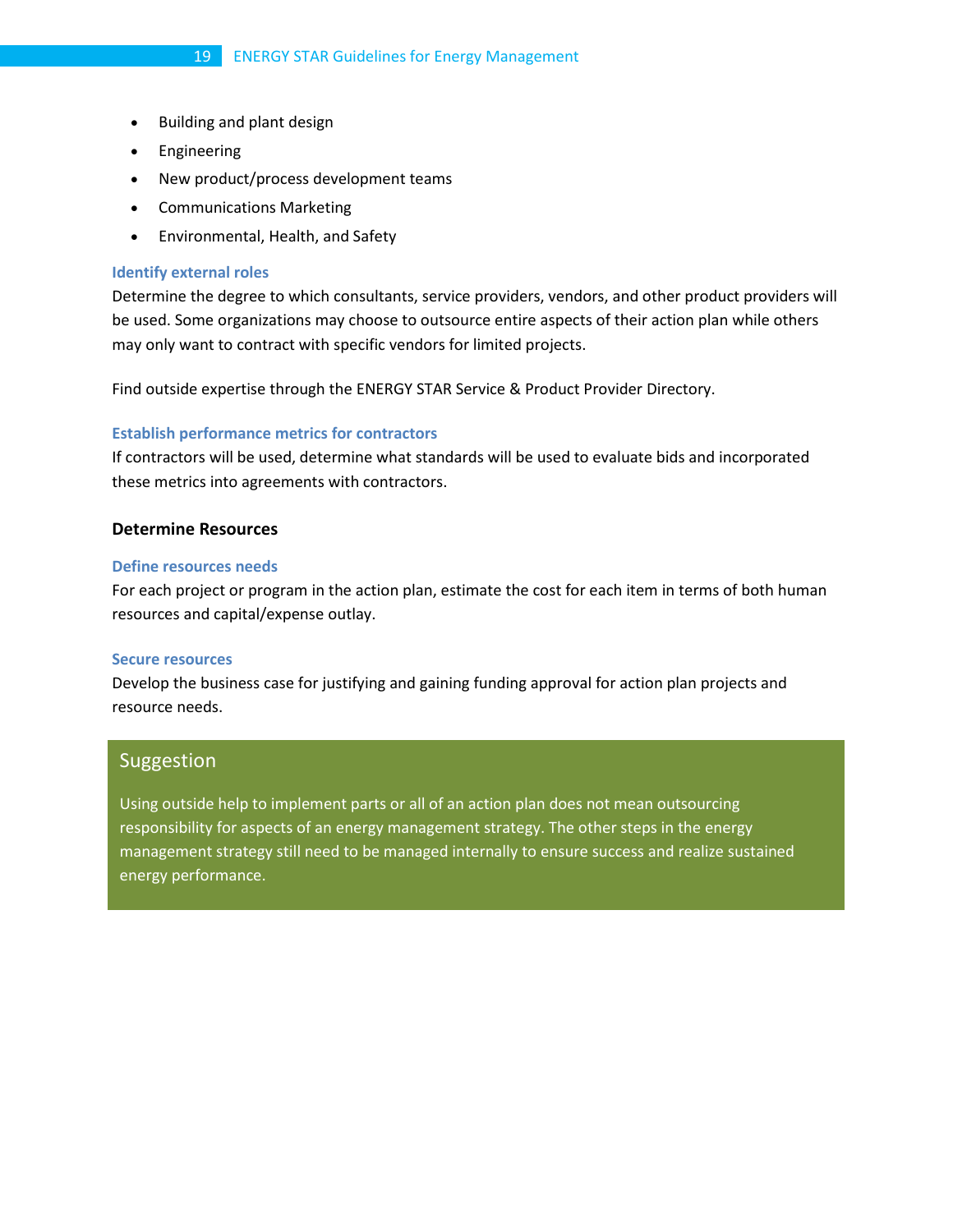- Building and plant design
- Engineering
- New product/process development teams
- Communications Marketing
- Environmental, Health, and Safety

#### Identify external roles

Determine the degree to which consultants, service providers, vendors, and other product providers will be used. Some organizations may choose to outsource entire aspects of their action plan while others may only want to contract with specific vendors for limited projects.

Find outside expertise through the ENERGY STAR Service & Product Provider Directory.

#### Establish performance metrics for contractors

If contractors will be used, determine what standards will be used to evaluate bids and incorporated these metrics into agreements with contractors.

### Determine Resources

#### Define resources needs

For each project or program in the action plan, estimate the cost for each item in terms of both human resources and capital/expense outlay.

#### Secure resources

Develop the business case for justifying and gaining funding approval for action plan projects and resource needs.

> **Suggestion**
>
> Using outside help to implement parts or all of an action plan does not mean outsourcing responsibility for aspects of an energy management strategy. The other steps in the energy management strategy still need to be managed internally to ensure success and realize sustained energy performance.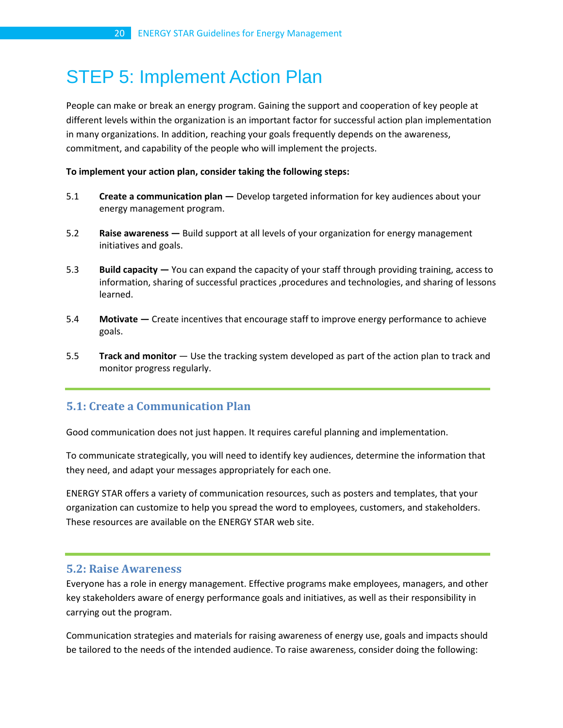# STEP 5: Implement Action Plan

People can make or break an energy program. Gaining the support and cooperation of key people at different levels within the organization is an important factor for successful action plan implementation in many organizations. In addition, reaching your goals frequently depends on the awareness, commitment, and capability of the people who will implement the projects.

**To implement your action plan, consider taking the following steps:**

5.1 **Create a communication plan —** Develop targeted information for key audiences about your energy management program.

5.2 **Raise awareness —** Build support at all levels of your organization for energy management initiatives and goals.

5.3 **Build capacity —** You can expand the capacity of your staff through providing training, access to information, sharing of successful practices ,procedures and technologies, and sharing of lessons learned.

5.4 **Motivate —** Create incentives that encourage staff to improve energy performance to achieve goals.

5.5 **Track and monitor** — Use the tracking system developed as part of the action plan to track and monitor progress regularly.

## 5.1: Create a Communication Plan

Good communication does not just happen. It requires careful planning and implementation.

To communicate strategically, you will need to identify key audiences, determine the information that they need, and adapt your messages appropriately for each one.

ENERGY STAR offers a variety of communication resources, such as posters and templates, that your organization can customize to help you spread the word to employees, customers, and stakeholders. These resources are available on the ENERGY STAR web site.

## 5.2: Raise Awareness

Everyone has a role in energy management. Effective programs make employees, managers, and other key stakeholders aware of energy performance goals and initiatives, as well as their responsibility in carrying out the program.

Communication strategies and materials for raising awareness of energy use, goals and impacts should be tailored to the needs of the intended audience. To raise awareness, consider doing the following: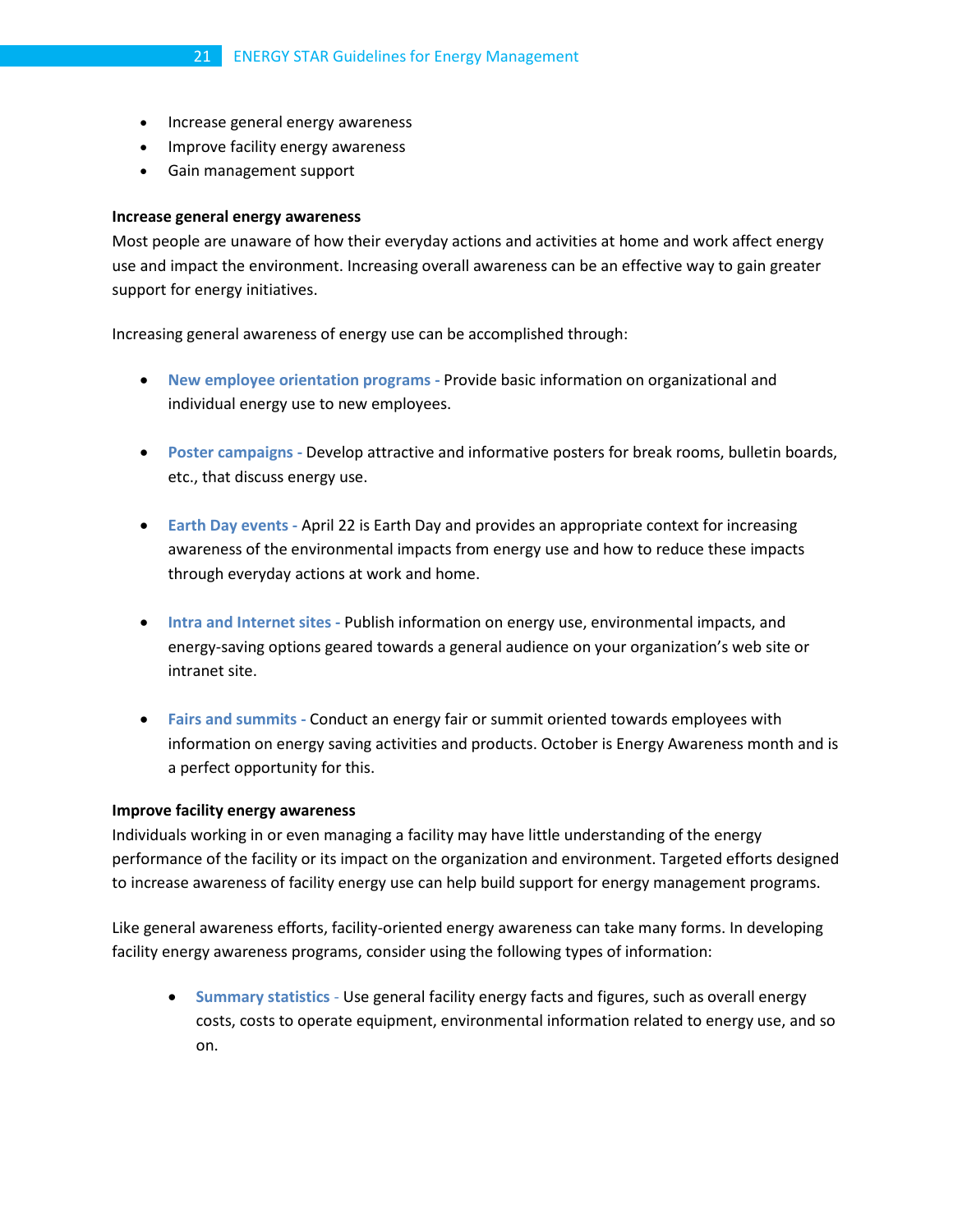- Increase general energy awareness
- Improve facility energy awareness
- Gain management support

**Increase general energy awareness**

Most people are unaware of how their everyday actions and activities at home and work affect energy use and impact the environment. Increasing overall awareness can be an effective way to gain greater support for energy initiatives.

Increasing general awareness of energy use can be accomplished through:

- **New employee orientation programs -** Provide basic information on organizational and individual energy use to new employees.
- **Poster campaigns -** Develop attractive and informative posters for break rooms, bulletin boards, etc., that discuss energy use.
- **Earth Day events -** April 22 is Earth Day and provides an appropriate context for increasing awareness of the environmental impacts from energy use and how to reduce these impacts through everyday actions at work and home.
- **Intra and Internet sites -** Publish information on energy use, environmental impacts, and energy-saving options geared towards a general audience on your organization's web site or intranet site.
- **Fairs and summits -** Conduct an energy fair or summit oriented towards employees with information on energy saving activities and products. October is Energy Awareness month and is a perfect opportunity for this.

**Improve facility energy awareness**

Individuals working in or even managing a facility may have little understanding of the energy performance of the facility or its impact on the organization and environment. Targeted efforts designed to increase awareness of facility energy use can help build support for energy management programs.

Like general awareness efforts, facility-oriented energy awareness can take many forms. In developing facility energy awareness programs, consider using the following types of information:

- **Summary statistics** - Use general facility energy facts and figures, such as overall energy costs, costs to operate equipment, environmental information related to energy use, and so on.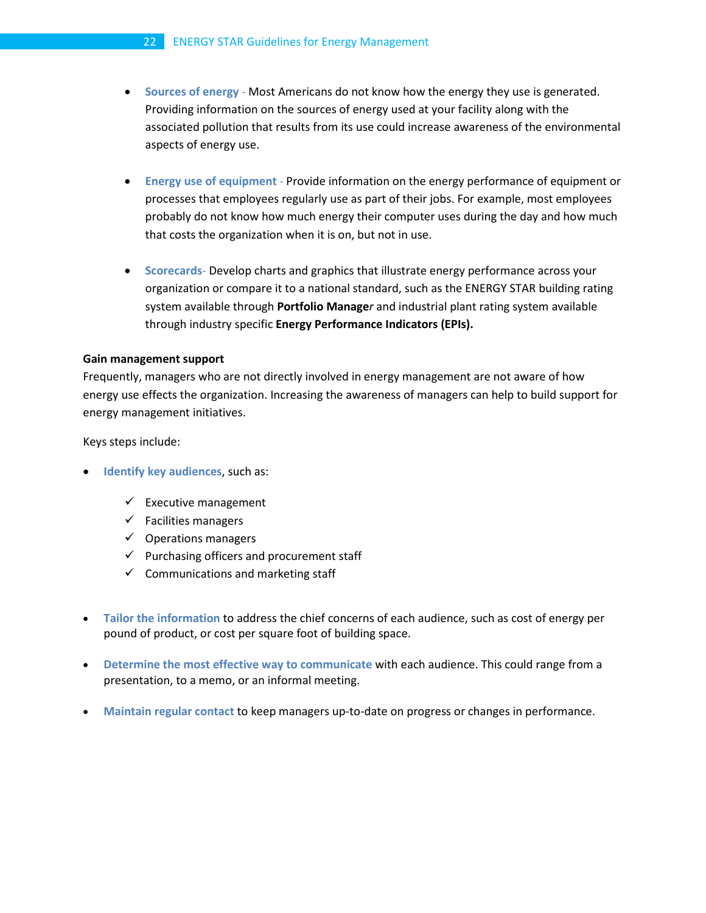- **Sources of energy** - Most Americans do not know how the energy they use is generated. Providing information on the sources of energy used at your facility along with the associated pollution that results from its use could increase awareness of the environmental aspects of energy use.

- **Energy use of equipment** - Provide information on the energy performance of equipment or processes that employees regularly use as part of their jobs. For example, most employees probably do not know how much energy their computer uses during the day and how much that costs the organization when it is on, but not in use.

- **Scorecards**- Develop charts and graphics that illustrate energy performance across your organization or compare it to a national standard, such as the ENERGY STAR building rating system available through **Portfolio Manage***r* and industrial plant rating system available through industry specific **Energy Performance Indicators (EPIs).**

**Gain management support**

Frequently, managers who are not directly involved in energy management are not aware of how energy use effects the organization. Increasing the awareness of managers can help to build support for energy management initiatives.

Keys steps include:

- **Identify key audiences**, such as:
  - ✓ Executive management
  - ✓ Facilities managers
  - ✓ Operations managers
  - ✓ Purchasing officers and procurement staff
  - ✓ Communications and marketing staff

- **Tailor the information** to address the chief concerns of each audience, such as cost of energy per pound of product, or cost per square foot of building space.

- **Determine the most effective way to communicate** with each audience. This could range from a presentation, to a memo, or an informal meeting.

- **Maintain regular contact** to keep managers up-to-date on progress or changes in performance.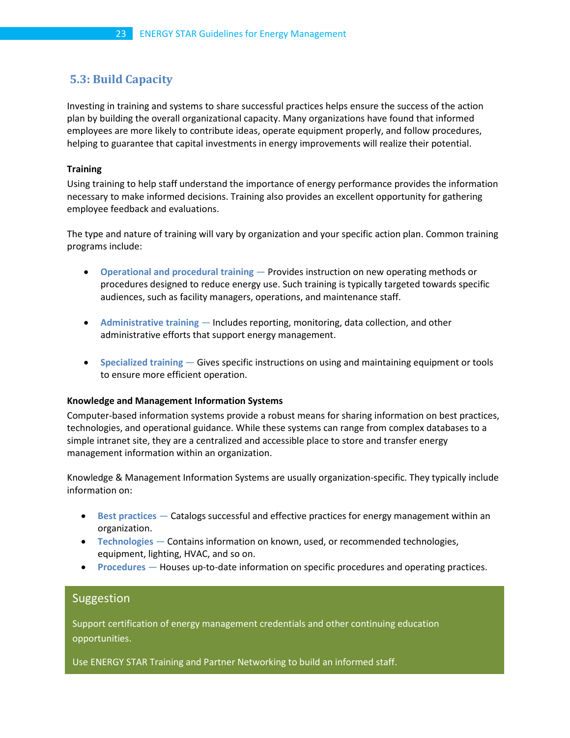## 5.3: Build Capacity

Investing in training and systems to share successful practices helps ensure the success of the action plan by building the overall organizational capacity. Many organizations have found that informed employees are more likely to contribute ideas, operate equipment properly, and follow procedures, helping to guarantee that capital investments in energy improvements will realize their potential.

**Training**

Using training to help staff understand the importance of energy performance provides the information necessary to make informed decisions. Training also provides an excellent opportunity for gathering employee feedback and evaluations.

The type and nature of training will vary by organization and your specific action plan. Common training programs include:

- **Operational and procedural training** — Provides instruction on new operating methods or procedures designed to reduce energy use. Such training is typically targeted towards specific audiences, such as facility managers, operations, and maintenance staff.

- **Administrative training** — Includes reporting, monitoring, data collection, and other administrative efforts that support energy management.

- **Specialized training** — Gives specific instructions on using and maintaining equipment or tools to ensure more efficient operation.

**Knowledge and Management Information Systems**

Computer-based information systems provide a robust means for sharing information on best practices, technologies, and operational guidance. While these systems can range from complex databases to a simple intranet site, they are a centralized and accessible place to store and transfer energy management information within an organization.

Knowledge & Management Information Systems are usually organization-specific. They typically include information on:

- **Best practices** — Catalogs successful and effective practices for energy management within an organization.
- **Technologies** — Contains information on known, used, or recommended technologies, equipment, lighting, HVAC, and so on.
- **Procedures** — Houses up-to-date information on specific procedures and operating practices.

> **Suggestion**
>
> Support certification of energy management credentials and other continuing education opportunities.
>
> Use ENERGY STAR Training and Partner Networking to build an informed staff.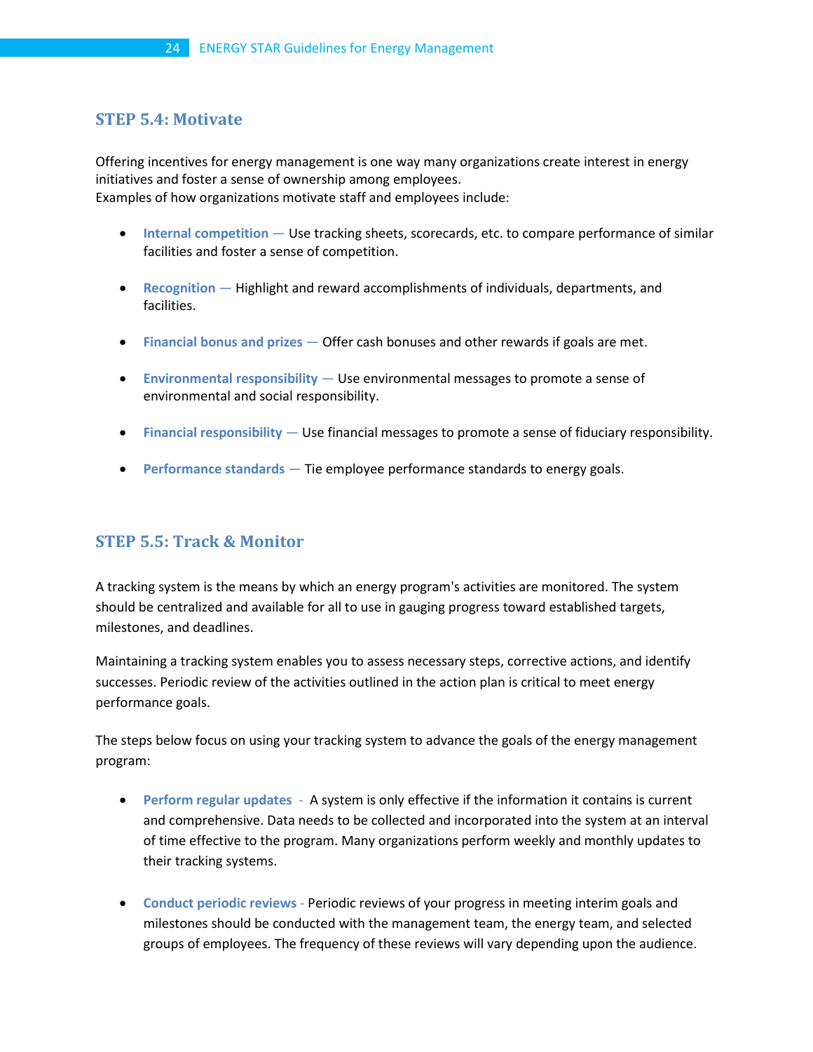## STEP 5.4: Motivate

Offering incentives for energy management is one way many organizations create interest in energy initiatives and foster a sense of ownership among employees.
Examples of how organizations motivate staff and employees include:

- **Internal competition** — Use tracking sheets, scorecards, etc. to compare performance of similar facilities and foster a sense of competition.
- **Recognition** — Highlight and reward accomplishments of individuals, departments, and facilities.
- **Financial bonus and prizes** — Offer cash bonuses and other rewards if goals are met.
- **Environmental responsibility** — Use environmental messages to promote a sense of environmental and social responsibility.
- **Financial responsibility** — Use financial messages to promote a sense of fiduciary responsibility.
- **Performance standards** — Tie employee performance standards to energy goals.

## STEP 5.5: Track & Monitor

A tracking system is the means by which an energy program's activities are monitored. The system should be centralized and available for all to use in gauging progress toward established targets, milestones, and deadlines.

Maintaining a tracking system enables you to assess necessary steps, corrective actions, and identify successes. Periodic review of the activities outlined in the action plan is critical to meet energy performance goals.

The steps below focus on using your tracking system to advance the goals of the energy management program:

- **Perform regular updates** - A system is only effective if the information it contains is current and comprehensive. Data needs to be collected and incorporated into the system at an interval of time effective to the program. Many organizations perform weekly and monthly updates to their tracking systems.
- **Conduct periodic reviews** - Periodic reviews of your progress in meeting interim goals and milestones should be conducted with the management team, the energy team, and selected groups of employees. The frequency of these reviews will vary depending upon the audience.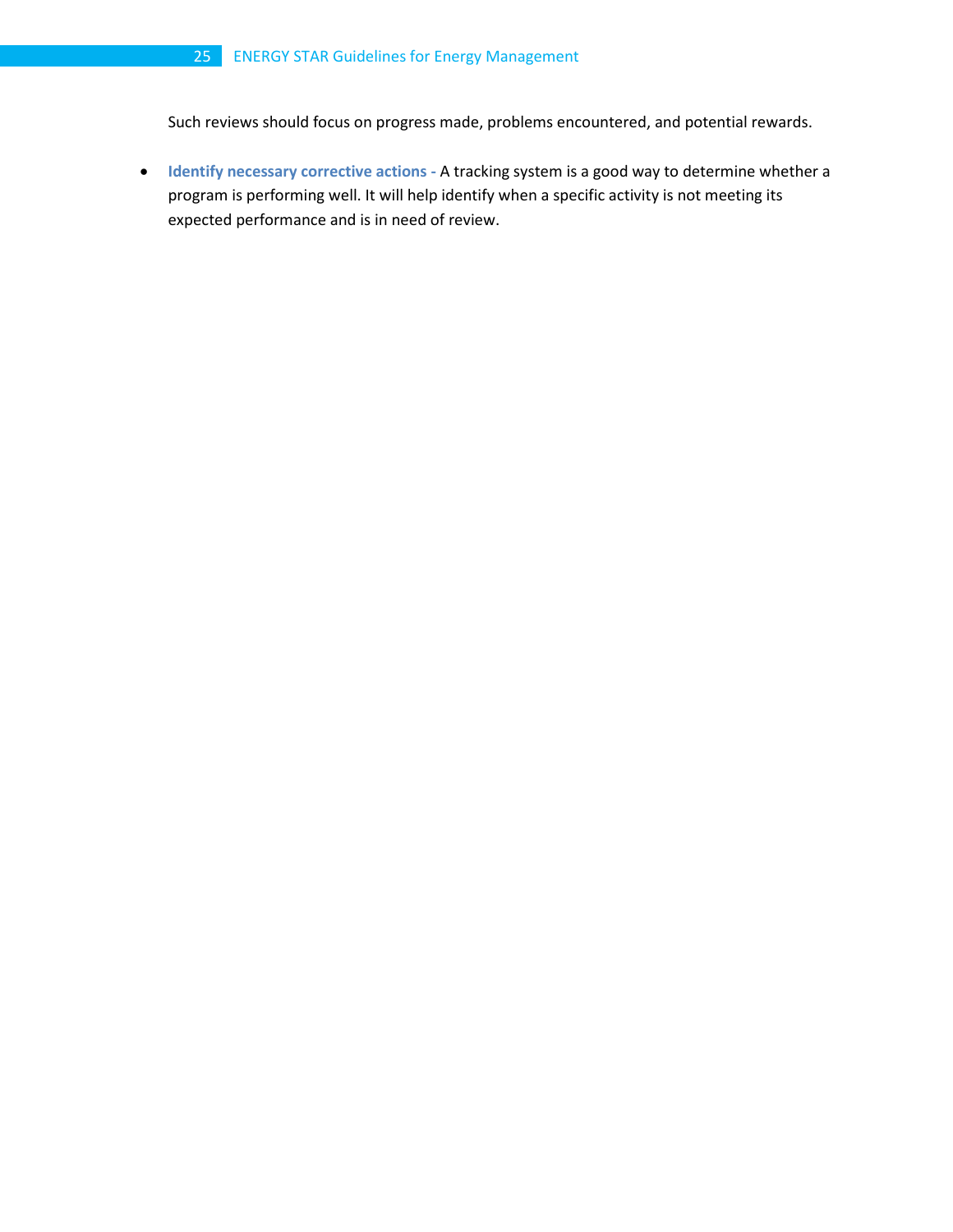Such reviews should focus on progress made, problems encountered, and potential rewards.

- **Identify necessary corrective actions -** A tracking system is a good way to determine whether a program is performing well. It will help identify when a specific activity is not meeting its expected performance and is in need of review.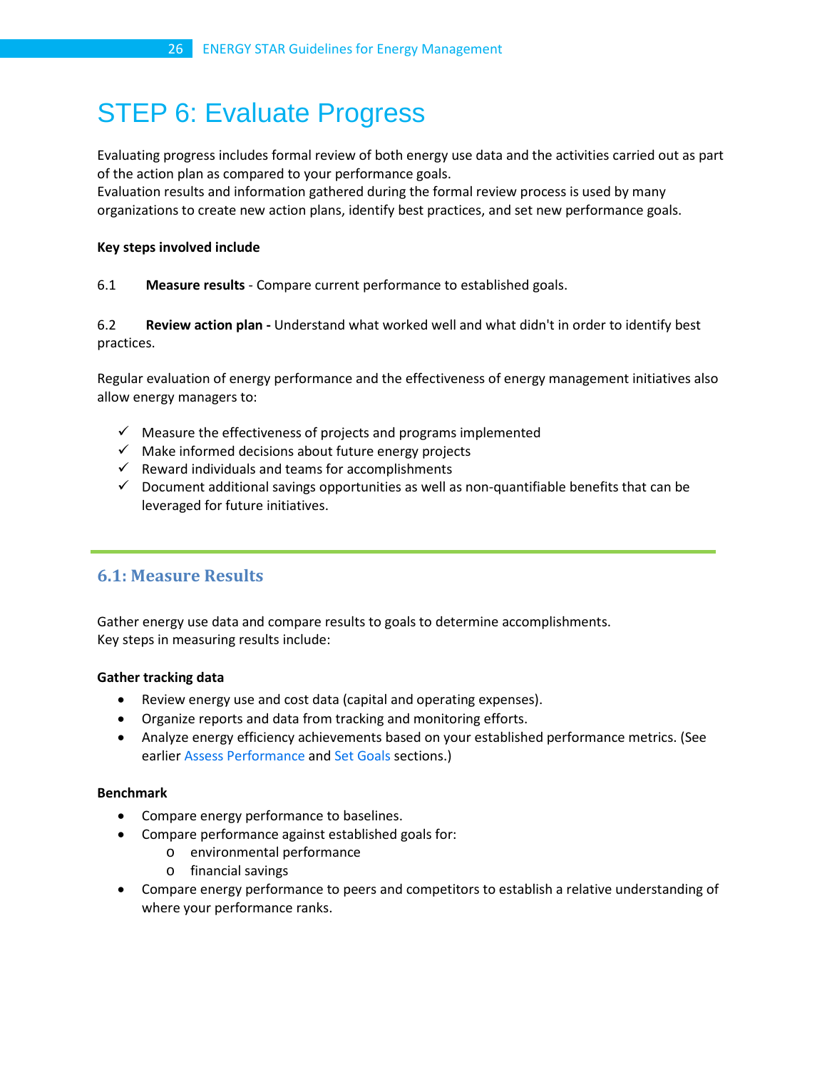# STEP 6: Evaluate Progress

Evaluating progress includes formal review of both energy use data and the activities carried out as part of the action plan as compared to your performance goals.
Evaluation results and information gathered during the formal review process is used by many organizations to create new action plans, identify best practices, and set new performance goals.

**Key steps involved include**

6.1 **Measure results** - Compare current performance to established goals.

6.2 **Review action plan -** Understand what worked well and what didn't in order to identify best practices.

Regular evaluation of energy performance and the effectiveness of energy management initiatives also allow energy managers to:

- ✓ Measure the effectiveness of projects and programs implemented
- ✓ Make informed decisions about future energy projects
- ✓ Reward individuals and teams for accomplishments
- ✓ Document additional savings opportunities as well as non-quantifiable benefits that can be leveraged for future initiatives.

## 6.1: Measure Results

Gather energy use data and compare results to goals to determine accomplishments.
Key steps in measuring results include:

**Gather tracking data**

- Review energy use and cost data (capital and operating expenses).
- Organize reports and data from tracking and monitoring efforts.
- Analyze energy efficiency achievements based on your established performance metrics. (See earlier Assess Performance and Set Goals sections.)

**Benchmark**

- Compare energy performance to baselines.
- Compare performance against established goals for:
  - environmental performance
  - financial savings
- Compare energy performance to peers and competitors to establish a relative understanding of where your performance ranks.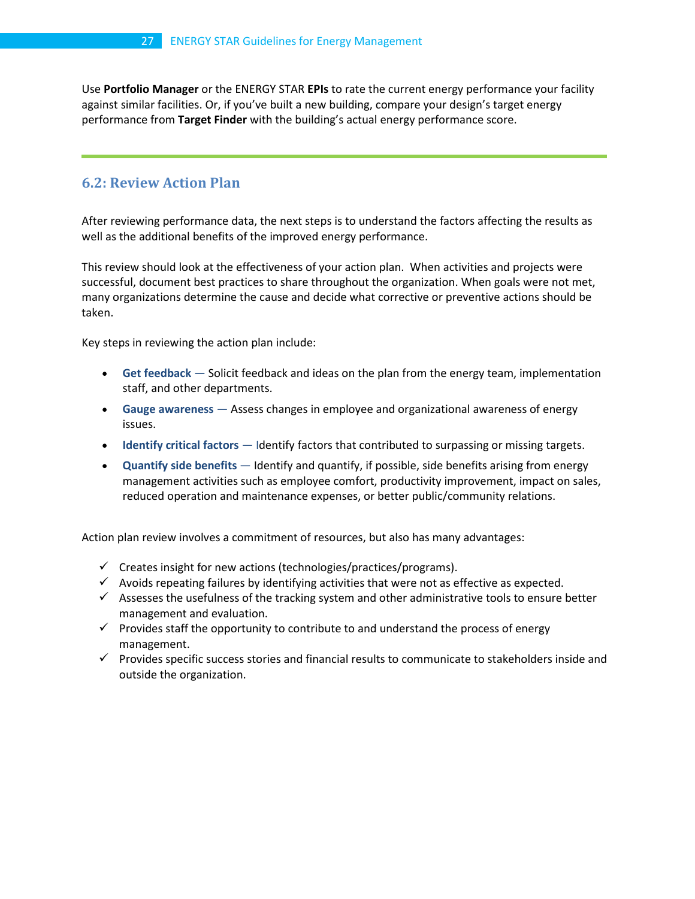Use **Portfolio Manager** or the ENERGY STAR **EPIs** to rate the current energy performance your facility against similar facilities. Or, if you've built a new building, compare your design's target energy performance from **Target Finder** with the building's actual energy performance score.

---

## 6.2: Review Action Plan

After reviewing performance data, the next steps is to understand the factors affecting the results as well as the additional benefits of the improved energy performance.

This review should look at the effectiveness of your action plan. When activities and projects were successful, document best practices to share throughout the organization. When goals were not met, many organizations determine the cause and decide what corrective or preventive actions should be taken.

Key steps in reviewing the action plan include:

- **Get feedback** — Solicit feedback and ideas on the plan from the energy team, implementation staff, and other departments.
- **Gauge awareness** — Assess changes in employee and organizational awareness of energy issues.
- **Identify critical factors** — Identify factors that contributed to surpassing or missing targets.
- **Quantify side benefits** — Identify and quantify, if possible, side benefits arising from energy management activities such as employee comfort, productivity improvement, impact on sales, reduced operation and maintenance expenses, or better public/community relations.

Action plan review involves a commitment of resources, but also has many advantages:

- ✓ Creates insight for new actions (technologies/practices/programs).
- ✓ Avoids repeating failures by identifying activities that were not as effective as expected.
- ✓ Assesses the usefulness of the tracking system and other administrative tools to ensure better management and evaluation.
- ✓ Provides staff the opportunity to contribute to and understand the process of energy management.
- ✓ Provides specific success stories and financial results to communicate to stakeholders inside and outside the organization.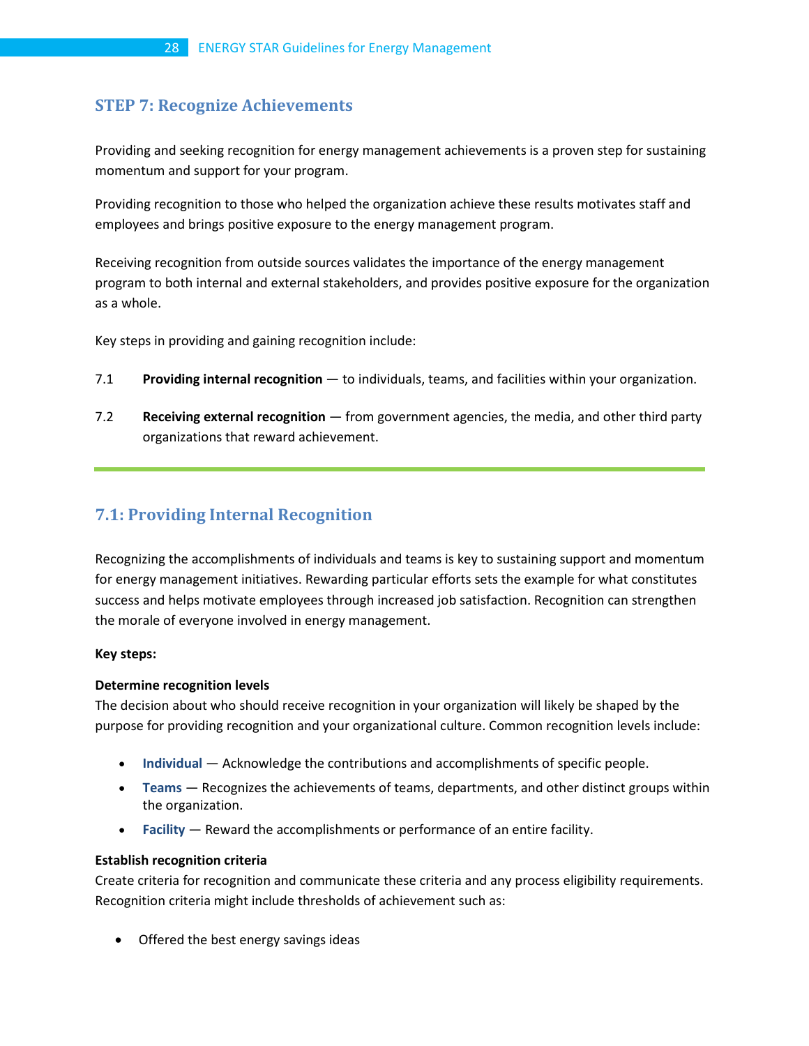## STEP 7: Recognize Achievements

Providing and seeking recognition for energy management achievements is a proven step for sustaining momentum and support for your program.

Providing recognition to those who helped the organization achieve these results motivates staff and employees and brings positive exposure to the energy management program.

Receiving recognition from outside sources validates the importance of the energy management program to both internal and external stakeholders, and provides positive exposure for the organization as a whole.

Key steps in providing and gaining recognition include:

7.1 **Providing internal recognition** — to individuals, teams, and facilities within your organization.

7.2 **Receiving external recognition** — from government agencies, the media, and other third party organizations that reward achievement.

---

### 7.1: Providing Internal Recognition

Recognizing the accomplishments of individuals and teams is key to sustaining support and momentum for energy management initiatives. Rewarding particular efforts sets the example for what constitutes success and helps motivate employees through increased job satisfaction. Recognition can strengthen the morale of everyone involved in energy management.

**Key steps:**

**Determine recognition levels**
The decision about who should receive recognition in your organization will likely be shaped by the purpose for providing recognition and your organizational culture. Common recognition levels include:

- **Individual** — Acknowledge the contributions and accomplishments of specific people.
- **Teams** — Recognizes the achievements of teams, departments, and other distinct groups within the organization.
- **Facility** — Reward the accomplishments or performance of an entire facility.

**Establish recognition criteria**
Create criteria for recognition and communicate these criteria and any process eligibility requirements. Recognition criteria might include thresholds of achievement such as:

- Offered the best energy savings ideas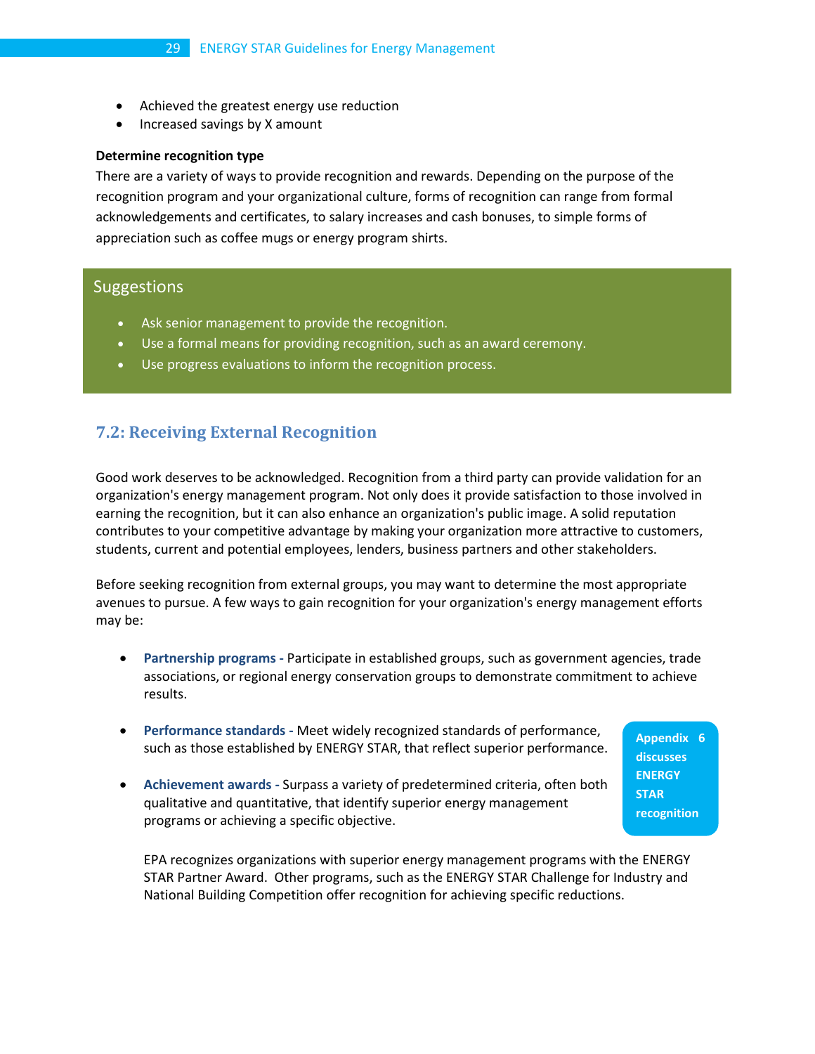- Achieved the greatest energy use reduction
- Increased savings by X amount

**Determine recognition type**

There are a variety of ways to provide recognition and rewards. Depending on the purpose of the recognition program and your organizational culture, forms of recognition can range from formal acknowledgements and certificates, to salary increases and cash bonuses, to simple forms of appreciation such as coffee mugs or energy program shirts.

> **Suggestions**
>
> - Ask senior management to provide the recognition.
> - Use a formal means for providing recognition, such as an award ceremony.
> - Use progress evaluations to inform the recognition process.

## 7.2: Receiving External Recognition

Good work deserves to be acknowledged. Recognition from a third party can provide validation for an organization's energy management program. Not only does it provide satisfaction to those involved in earning the recognition, but it can also enhance an organization's public image. A solid reputation contributes to your competitive advantage by making your organization more attractive to customers, students, current and potential employees, lenders, business partners and other stakeholders.

Before seeking recognition from external groups, you may want to determine the most appropriate avenues to pursue. A few ways to gain recognition for your organization's energy management efforts may be:

- **Partnership programs -** Participate in established groups, such as government agencies, trade associations, or regional energy conservation groups to demonstrate commitment to achieve results.

- **Performance standards -** Meet widely recognized standards of performance, such as those established by ENERGY STAR, that reflect superior performance.

- **Achievement awards -** Surpass a variety of predetermined criteria, often both qualitative and quantitative, that identify superior energy management programs or achieving a specific objective.

  EPA recognizes organizations with superior energy management programs with the ENERGY STAR Partner Award. Other programs, such as the ENERGY STAR Challenge for Industry and National Building Competition offer recognition for achieving specific reductions.

**Appendix 6 discusses ENERGY STAR recognition**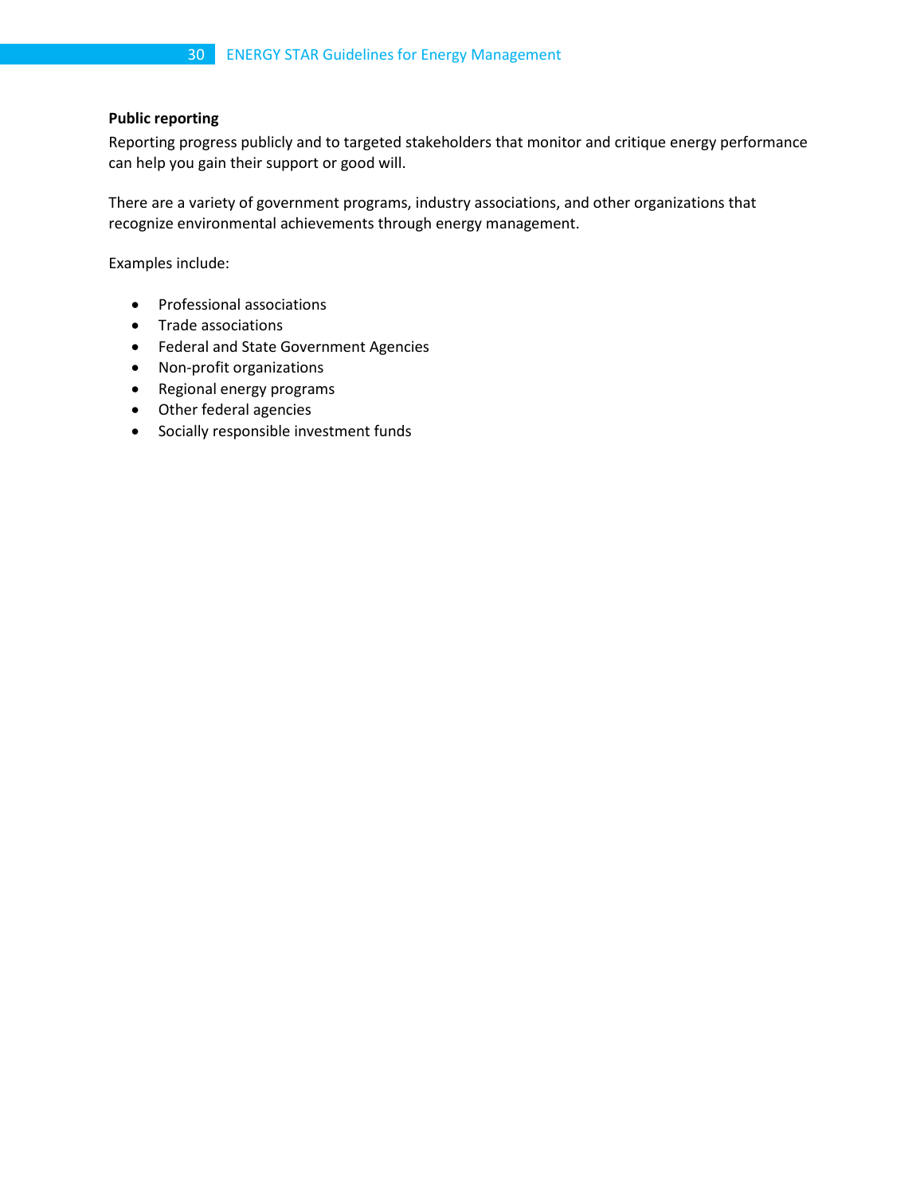**Public reporting**

Reporting progress publicly and to targeted stakeholders that monitor and critique energy performance can help you gain their support or good will.

There are a variety of government programs, industry associations, and other organizations that recognize environmental achievements through energy management.

Examples include:

- Professional associations
- Trade associations
- Federal and State Government Agencies
- Non-profit organizations
- Regional energy programs
- Other federal agencies
- Socially responsible investment funds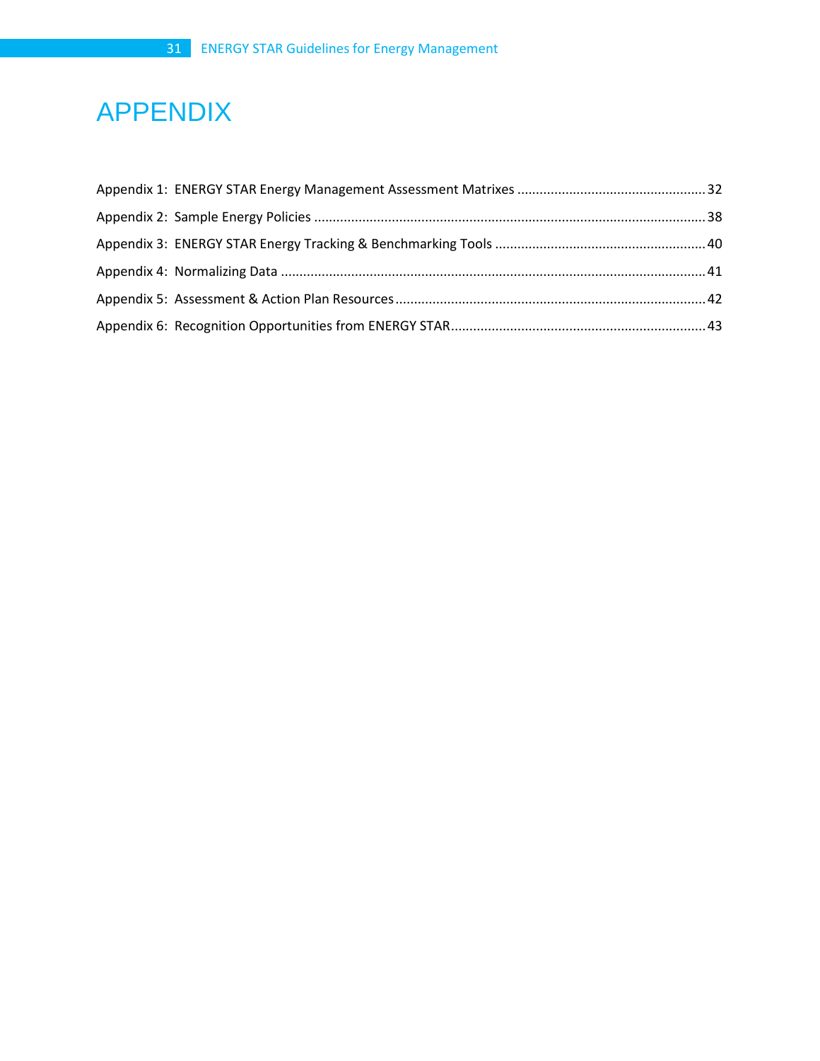# APPENDIX

Appendix 1: ENERGY STAR Energy Management Assessment Matrixes .................................................. 32

Appendix 2: Sample Energy Policies ........................................................................................................ 38

Appendix 3: ENERGY STAR Energy Tracking & Benchmarking Tools ........................................................ 40

Appendix 4: Normalizing Data ................................................................................................................. 41

Appendix 5: Assessment & Action Plan Resources .................................................................................. 42

Appendix 6: Recognition Opportunities from ENERGY STAR .................................................................... 43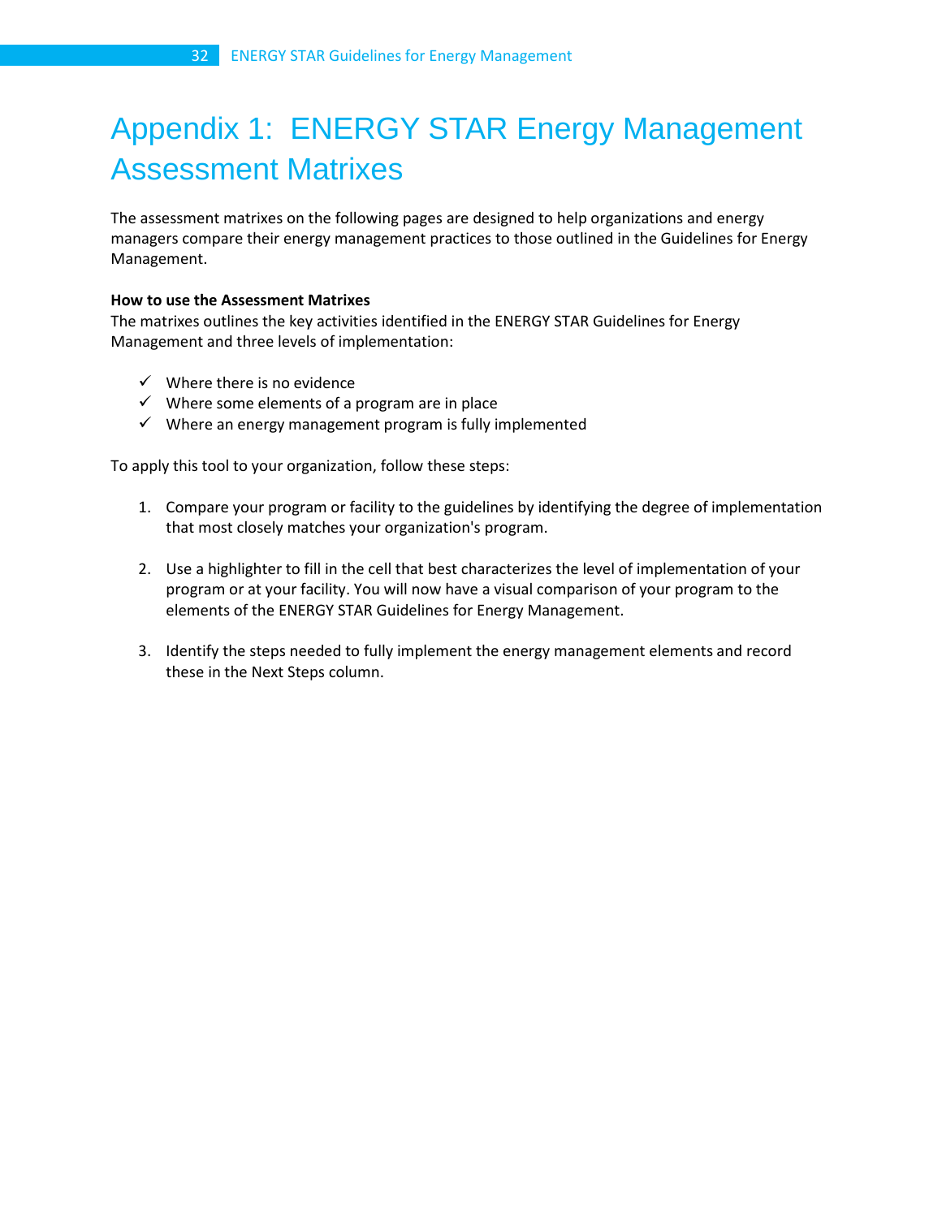# Appendix 1: ENERGY STAR Energy Management Assessment Matrixes

The assessment matrixes on the following pages are designed to help organizations and energy managers compare their energy management practices to those outlined in the Guidelines for Energy Management.

**How to use the Assessment Matrixes**

The matrixes outlines the key activities identified in the ENERGY STAR Guidelines for Energy Management and three levels of implementation:

- ✓ Where there is no evidence
- ✓ Where some elements of a program are in place
- ✓ Where an energy management program is fully implemented

To apply this tool to your organization, follow these steps:

1. Compare your program or facility to the guidelines by identifying the degree of implementation that most closely matches your organization's program.

2. Use a highlighter to fill in the cell that best characterizes the level of implementation of your program or at your facility. You will now have a visual comparison of your program to the elements of the ENERGY STAR Guidelines for Energy Management.

3. Identify the steps needed to fully implement the energy management elements and record these in the Next Steps column.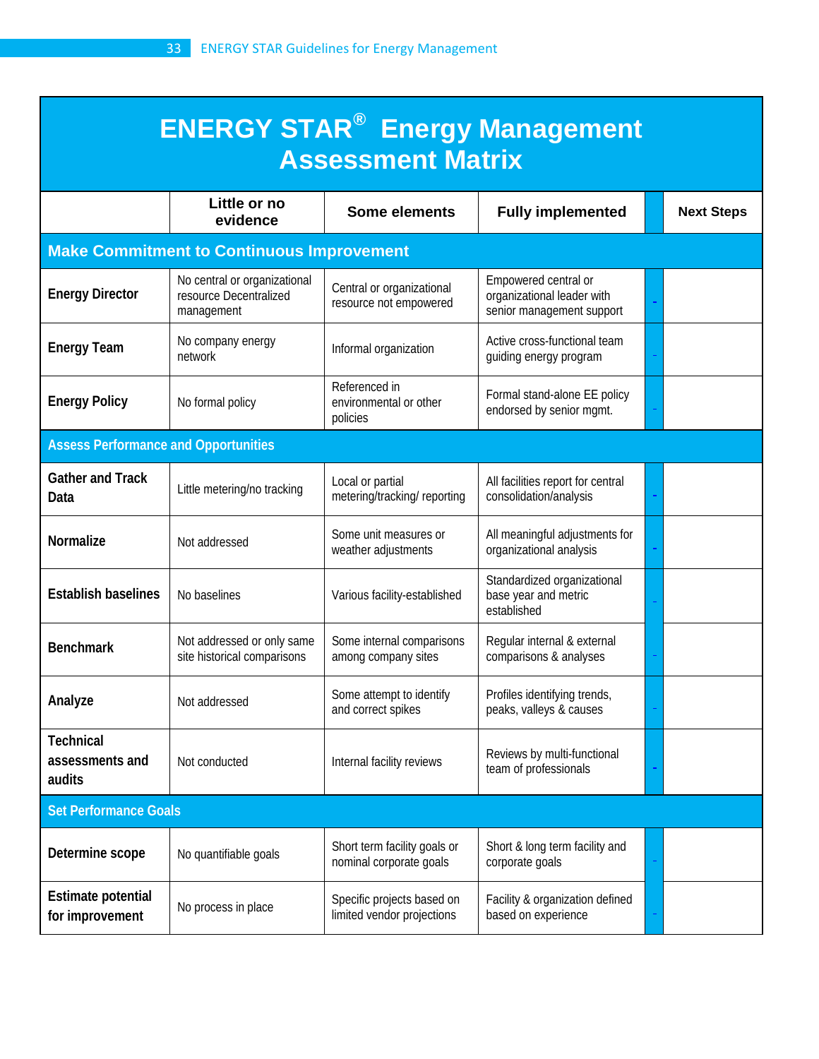# ENERGY STAR® Energy Management Assessment Matrix

| | Little or no evidence | Some elements | Fully implemented | | Next Steps |
|---|---|---|---|---|---|
| **Make Commitment to Continuous Improvement** | | | | | |
| **Energy Director** | No central or organizational resource Decentralized management | Central or organizational resource not empowered | Empowered central or organizational leader with senior management support | - | |
| **Energy Team** | No company energy network | Informal organization | Active cross-functional team guiding energy program | - | |
| **Energy Policy** | No formal policy | Referenced in environmental or other policies | Formal stand-alone EE policy endorsed by senior mgmt. | - | |
| **Assess Performance and Opportunities** | | | | | |
| **Gather and Track Data** | Little metering/no tracking | Local or partial metering/tracking/ reporting | All facilities report for central consolidation/analysis | - | |
| **Normalize** | Not addressed | Some unit measures or weather adjustments | All meaningful adjustments for organizational analysis | - | |
| **Establish baselines** | No baselines | Various facility-established | Standardized organizational base year and metric established | - | |
| **Benchmark** | Not addressed or only same site historical comparisons | Some internal comparisons among company sites | Regular internal & external comparisons & analyses | - | |
| **Analyze** | Not addressed | Some attempt to identify and correct spikes | Profiles identifying trends, peaks, valleys & causes | - | |
| **Technical assessments and audits** | Not conducted | Internal facility reviews | Reviews by multi-functional team of professionals | - | |
| **Set Performance Goals** | | | | | |
| **Determine scope** | No quantifiable goals | Short term facility goals or nominal corporate goals | Short & long term facility and corporate goals | - | |
| **Estimate potential for improvement** | No process in place | Specific projects based on limited vendor projections | Facility & organization defined based on experience | - | |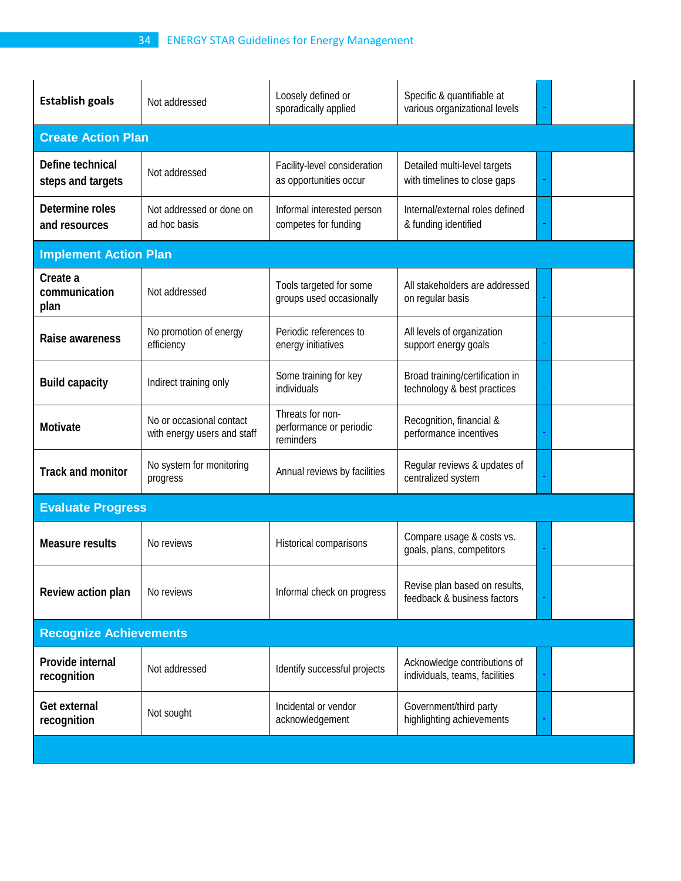| | | | | | |
|---|---|---|---|---|---|
| **Establish goals** | Not addressed | Loosely defined or sporadically applied | Specific & quantifiable at various organizational levels | - | |
| **Create Action Plan** | | | | | |
| **Define technical steps and targets** | Not addressed | Facility-level consideration as opportunities occur | Detailed multi-level targets with timelines to close gaps | - | |
| **Determine roles and resources** | Not addressed or done on ad hoc basis | Informal interested person competes for funding | Internal/external roles defined & funding identified | - | |
| **Implement Action Plan** | | | | | |
| **Create a communication plan** | Not addressed | Tools targeted for some groups used occasionally | All stakeholders are addressed on regular basis | - | |
| **Raise awareness** | No promotion of energy efficiency | Periodic references to energy initiatives | All levels of organization support energy goals | - | |
| **Build capacity** | Indirect training only | Some training for key individuals | Broad training/certification in technology & best practices | - | |
| **Motivate** | No or occasional contact with energy users and staff | Threats for non-performance or periodic reminders | Recognition, financial & performance incentives | - | |
| **Track and monitor** | No system for monitoring progress | Annual reviews by facilities | Regular reviews & updates of centralized system | - | |
| **Evaluate Progress** | | | | | |
| **Measure results** | No reviews | Historical comparisons | Compare usage & costs vs. goals, plans, competitors | - | |
| **Review action plan** | No reviews | Informal check on progress | Revise plan based on results, feedback & business factors | - | |
| **Recognize Achievements** | | | | | |
| **Provide internal recognition** | Not addressed | Identify successful projects | Acknowledge contributions of individuals, teams, facilities | - | |
| **Get external recognition** | Not sought | Incidental or vendor acknowledgement | Government/third party highlighting achievements | - | |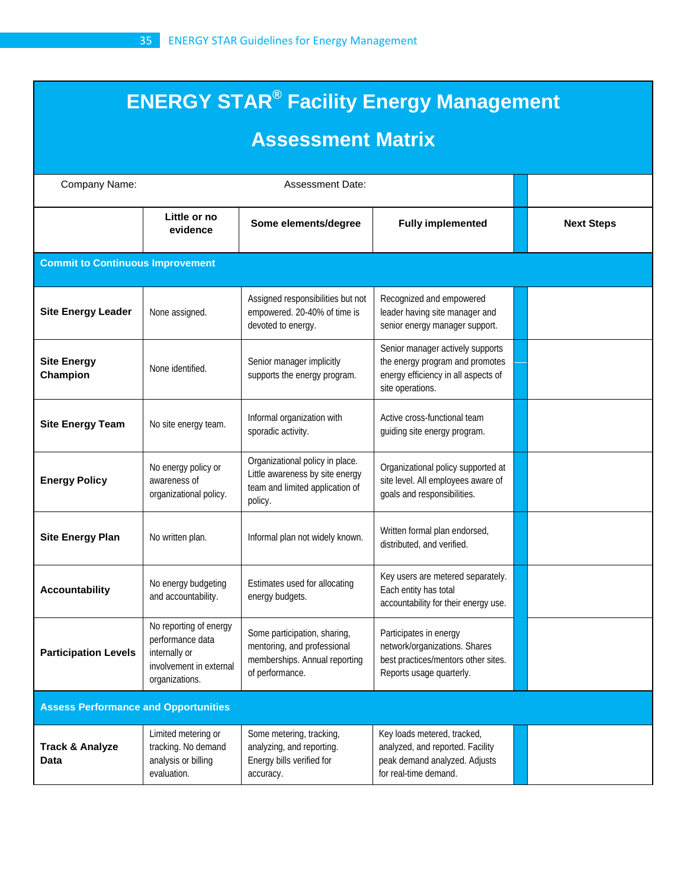# ENERGY STAR® Facility Energy Management Assessment Matrix

| Company Name: | | Assessment Date: | | |
|---|---|---|---|---|
| | **Little or no evidence** | **Some elements/degree** | **Fully implemented** | **Next Steps** |
| **Commit to Continuous Improvement** | | | | |
| **Site Energy Leader** | None assigned. | Assigned responsibilities but not empowered. 20-40% of time is devoted to energy. | Recognized and empowered leader having site manager and senior energy manager support. | |
| **Site Energy Champion** | None identified. | Senior manager implicitly supports the energy program. | Senior manager actively supports the energy program and promotes energy efficiency in all aspects of site operations. | |
| **Site Energy Team** | No site energy team. | Informal organization with sporadic activity. | Active cross-functional team guiding site energy program. | |
| **Energy Policy** | No energy policy or awareness of organizational policy. | Organizational policy in place. Little awareness by site energy team and limited application of policy. | Organizational policy supported at site level. All employees aware of goals and responsibilities. | |
| **Site Energy Plan** | No written plan. | Informal plan not widely known. | Written formal plan endorsed, distributed, and verified. | |
| **Accountability** | No energy budgeting and accountability. | Estimates used for allocating energy budgets. | Key users are metered separately. Each entity has total accountability for their energy use. | |
| **Participation Levels** | No reporting of energy performance data internally or involvement in external organizations. | Some participation, sharing, mentoring, and professional memberships. Annual reporting of performance. | Participates in energy network/organizations. Shares best practices/mentors other sites. Reports usage quarterly. | |
| **Assess Performance and Opportunities** | | | | |
| **Track & Analyze Data** | Limited metering or tracking. No demand analysis or billing evaluation. | Some metering, tracking, analyzing, and reporting. Energy bills verified for accuracy. | Key loads metered, tracked, analyzed, and reported. Facility peak demand analyzed. Adjusts for real-time demand. | |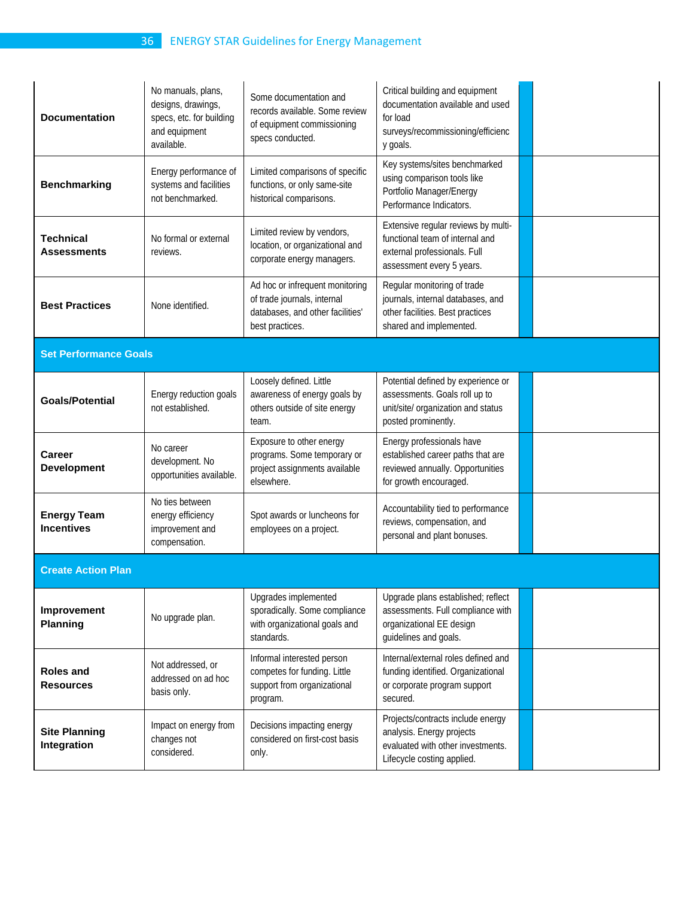| | | | | | |
|---|---|---|---|---|---|
| **Documentation** | No manuals, plans, designs, drawings, specs, etc. for building and equipment available. | Some documentation and records available. Some review of equipment commissioning specs conducted. | Critical building and equipment documentation available and used for load surveys/recommissioning/efficiency goals. | | |
| **Benchmarking** | Energy performance of systems and facilities not benchmarked. | Limited comparisons of specific functions, or only same-site historical comparisons. | Key systems/sites benchmarked using comparison tools like Portfolio Manager/Energy Performance Indicators. | | |
| **Technical Assessments** | No formal or external reviews. | Limited review by vendors, location, or organizational and corporate energy managers. | Extensive regular reviews by multi-functional team of internal and external professionals. Full assessment every 5 years. | | |
| **Best Practices** | None identified. | Ad hoc or infrequent monitoring of trade journals, internal databases, and other facilities' best practices. | Regular monitoring of trade journals, internal databases, and other facilities. Best practices shared and implemented. | | |
| **Set Performance Goals** | | | | | |
| **Goals/Potential** | Energy reduction goals not established. | Loosely defined. Little awareness of energy goals by others outside of site energy team. | Potential defined by experience or assessments. Goals roll up to unit/site/ organization and status posted prominently. | | |
| **Career Development** | No career development. No opportunities available. | Exposure to other energy programs. Some temporary or project assignments available elsewhere. | Energy professionals have established career paths that are reviewed annually. Opportunities for growth encouraged. | | |
| **Energy Team Incentives** | No ties between energy efficiency improvement and compensation. | Spot awards or luncheons for employees on a project. | Accountability tied to performance reviews, compensation, and personal and plant bonuses. | | |
| **Create Action Plan** | | | | | |
| **Improvement Planning** | No upgrade plan. | Upgrades implemented sporadically. Some compliance with organizational goals and standards. | Upgrade plans established; reflect assessments. Full compliance with organizational EE design guidelines and goals. | | |
| **Roles and Resources** | Not addressed, or addressed on ad hoc basis only. | Informal interested person competes for funding. Little support from organizational program. | Internal/external roles defined and funding identified. Organizational or corporate program support secured. | | |
| **Site Planning Integration** | Impact on energy from changes not considered. | Decisions impacting energy considered on first-cost basis only. | Projects/contracts include energy analysis. Energy projects evaluated with other investments. Lifecycle costing applied. | | |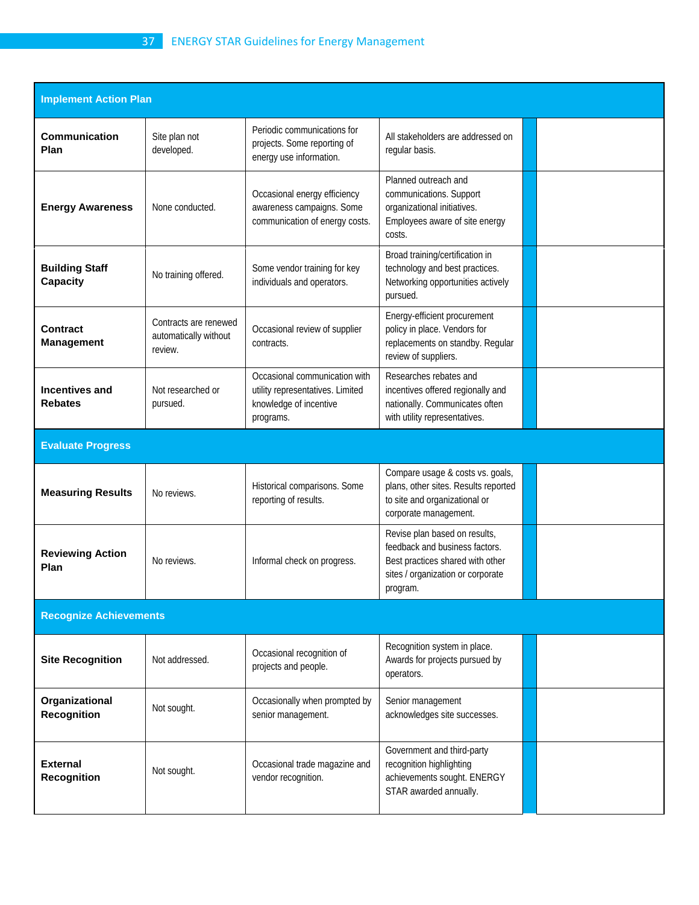| Implement Action Plan | | | | | |
|---|---|---|---|---|---|
| **Communication Plan** | Site plan not developed. | Periodic communications for projects. Some reporting of energy use information. | All stakeholders are addressed on regular basis. | | |
| **Energy Awareness** | None conducted. | Occasional energy efficiency awareness campaigns. Some communication of energy costs. | Planned outreach and communications. Support organizational initiatives. Employees aware of site energy costs. | | |
| **Building Staff Capacity** | No training offered. | Some vendor training for key individuals and operators. | Broad training/certification in technology and best practices. Networking opportunities actively pursued. | | |
| **Contract Management** | Contracts are renewed automatically without review. | Occasional review of supplier contracts. | Energy-efficient procurement policy in place. Vendors for replacements on standby. Regular review of suppliers. | | |
| **Incentives and Rebates** | Not researched or pursued. | Occasional communication with utility representatives. Limited knowledge of incentive programs. | Researches rebates and incentives offered regionally and nationally. Communicates often with utility representatives. | | |
| **Evaluate Progress** | | | | | |
| **Measuring Results** | No reviews. | Historical comparisons. Some reporting of results. | Compare usage & costs vs. goals, plans, other sites. Results reported to site and organizational or corporate management. | | |
| **Reviewing Action Plan** | No reviews. | Informal check on progress. | Revise plan based on results, feedback and business factors. Best practices shared with other sites / organization or corporate program. | | |
| **Recognize Achievements** | | | | | |
| **Site Recognition** | Not addressed. | Occasional recognition of projects and people. | Recognition system in place. Awards for projects pursued by operators. | | |
| **Organizational Recognition** | Not sought. | Occasionally when prompted by senior management. | Senior management acknowledges site successes. | | |
| **External Recognition** | Not sought. | Occasional trade magazine and vendor recognition. | Government and third-party recognition highlighting achievements sought. ENERGY STAR awarded annually. | | |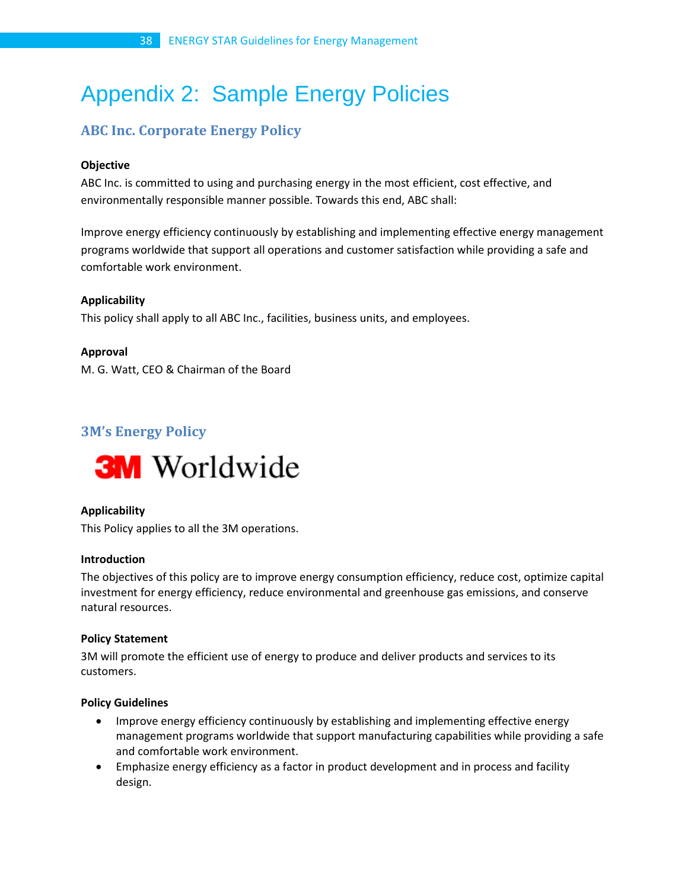# Appendix 2: Sample Energy Policies

## ABC Inc. Corporate Energy Policy

**Objective**

ABC Inc. is committed to using and purchasing energy in the most efficient, cost effective, and environmentally responsible manner possible. Towards this end, ABC shall:

Improve energy efficiency continuously by establishing and implementing effective energy management programs worldwide that support all operations and customer satisfaction while providing a safe and comfortable work environment.

**Applicability**

This policy shall apply to all ABC Inc., facilities, business units, and employees.

**Approval**

M. G. Watt, CEO & Chairman of the Board

## 3M's Energy Policy

3M Worldwide

**Applicability**

This Policy applies to all the 3M operations.

**Introduction**

The objectives of this policy are to improve energy consumption efficiency, reduce cost, optimize capital investment for energy efficiency, reduce environmental and greenhouse gas emissions, and conserve natural resources.

**Policy Statement**

3M will promote the efficient use of energy to produce and deliver products and services to its customers.

**Policy Guidelines**

- Improve energy efficiency continuously by establishing and implementing effective energy management programs worldwide that support manufacturing capabilities while providing a safe and comfortable work environment.
- Emphasize energy efficiency as a factor in product development and in process and facility design.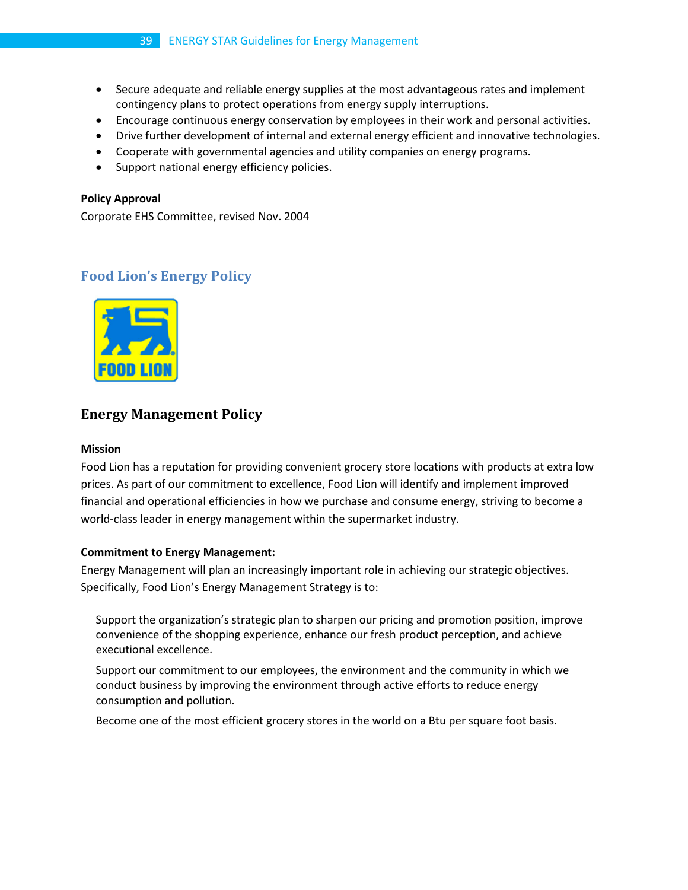- Secure adequate and reliable energy supplies at the most advantageous rates and implement contingency plans to protect operations from energy supply interruptions.
- Encourage continuous energy conservation by employees in their work and personal activities.
- Drive further development of internal and external energy efficient and innovative technologies.
- Cooperate with governmental agencies and utility companies on energy programs.
- Support national energy efficiency policies.

**Policy Approval**

Corporate EHS Committee, revised Nov. 2004

## Food Lion's Energy Policy

## Energy Management Policy

**Mission**

Food Lion has a reputation for providing convenient grocery store locations with products at extra low prices. As part of our commitment to excellence, Food Lion will identify and implement improved financial and operational efficiencies in how we purchase and consume energy, striving to become a world-class leader in energy management within the supermarket industry.

**Commitment to Energy Management:**

Energy Management will plan an increasingly important role in achieving our strategic objectives. Specifically, Food Lion's Energy Management Strategy is to:

Support the organization's strategic plan to sharpen our pricing and promotion position, improve convenience of the shopping experience, enhance our fresh product perception, and achieve executional excellence.

Support our commitment to our employees, the environment and the community in which we conduct business by improving the environment through active efforts to reduce energy consumption and pollution.

Become one of the most efficient grocery stores in the world on a Btu per square foot basis.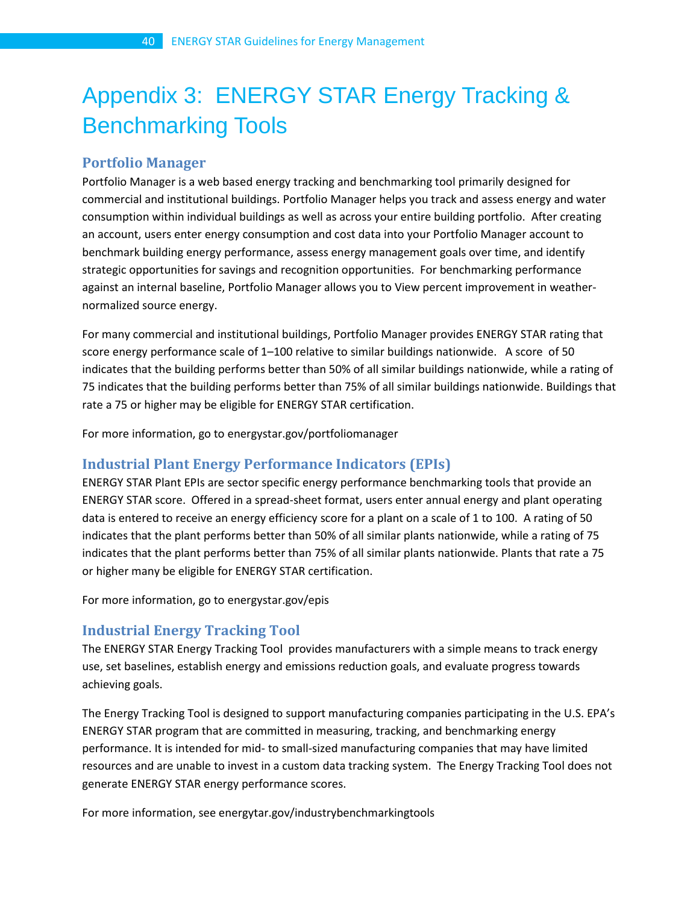# Appendix 3: ENERGY STAR Energy Tracking & Benchmarking Tools

## Portfolio Manager

Portfolio Manager is a web based energy tracking and benchmarking tool primarily designed for commercial and institutional buildings. Portfolio Manager helps you track and assess energy and water consumption within individual buildings as well as across your entire building portfolio. After creating an account, users enter energy consumption and cost data into your Portfolio Manager account to benchmark building energy performance, assess energy management goals over time, and identify strategic opportunities for savings and recognition opportunities. For benchmarking performance against an internal baseline, Portfolio Manager allows you to View percent improvement in weather-normalized source energy.

For many commercial and institutional buildings, Portfolio Manager provides ENERGY STAR rating that score energy performance scale of 1–100 relative to similar buildings nationwide. A score of 50 indicates that the building performs better than 50% of all similar buildings nationwide, while a rating of 75 indicates that the building performs better than 75% of all similar buildings nationwide. Buildings that rate a 75 or higher may be eligible for ENERGY STAR certification.

For more information, go to energystar.gov/portfoliomanager

## Industrial Plant Energy Performance Indicators (EPIs)

ENERGY STAR Plant EPIs are sector specific energy performance benchmarking tools that provide an ENERGY STAR score. Offered in a spread-sheet format, users enter annual energy and plant operating data is entered to receive an energy efficiency score for a plant on a scale of 1 to 100. A rating of 50 indicates that the plant performs better than 50% of all similar plants nationwide, while a rating of 75 indicates that the plant performs better than 75% of all similar plants nationwide. Plants that rate a 75 or higher many be eligible for ENERGY STAR certification.

For more information, go to energystar.gov/epis

## Industrial Energy Tracking Tool

The ENERGY STAR Energy Tracking Tool provides manufacturers with a simple means to track energy use, set baselines, establish energy and emissions reduction goals, and evaluate progress towards achieving goals.

The Energy Tracking Tool is designed to support manufacturing companies participating in the U.S. EPA's ENERGY STAR program that are committed in measuring, tracking, and benchmarking energy performance. It is intended for mid- to small-sized manufacturing companies that may have limited resources and are unable to invest in a custom data tracking system. The Energy Tracking Tool does not generate ENERGY STAR energy performance scores.

For more information, see energytar.gov/industrybenchmarkingtools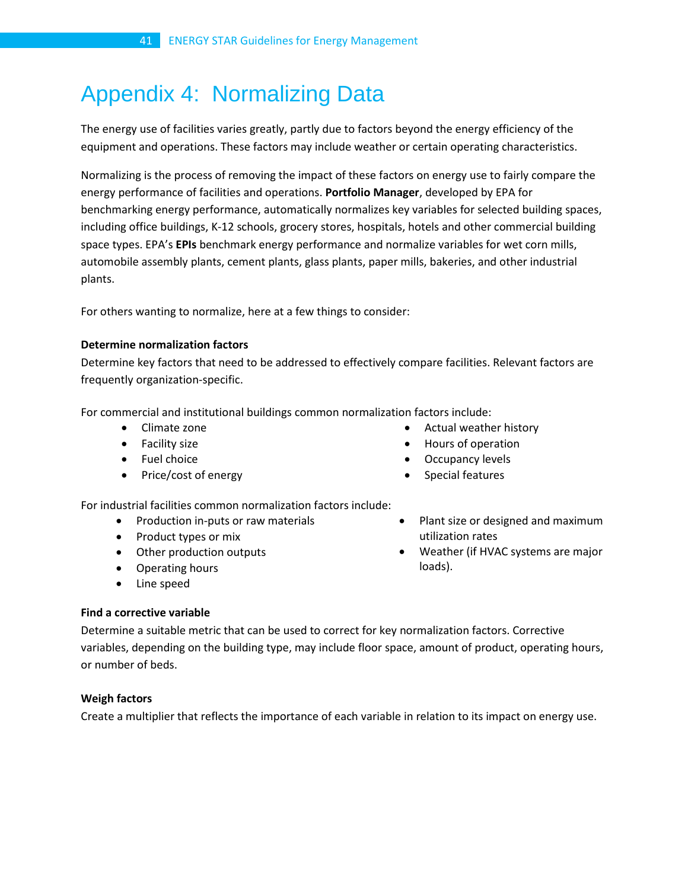# Appendix 4: Normalizing Data

The energy use of facilities varies greatly, partly due to factors beyond the energy efficiency of the equipment and operations. These factors may include weather or certain operating characteristics.

Normalizing is the process of removing the impact of these factors on energy use to fairly compare the energy performance of facilities and operations. **Portfolio Manager**, developed by EPA for benchmarking energy performance, automatically normalizes key variables for selected building spaces, including office buildings, K-12 schools, grocery stores, hospitals, hotels and other commercial building space types. EPA's **EPIs** benchmark energy performance and normalize variables for wet corn mills, automobile assembly plants, cement plants, glass plants, paper mills, bakeries, and other industrial plants.

For others wanting to normalize, here at a few things to consider:

**Determine normalization factors**

Determine key factors that need to be addressed to effectively compare facilities. Relevant factors are frequently organization-specific.

For commercial and institutional buildings common normalization factors include:

- Climate zone
- Facility size
- Fuel choice
- Price/cost of energy
- Actual weather history
- Hours of operation
- Occupancy levels
- Special features

For industrial facilities common normalization factors include:

- Production in-puts or raw materials
- Product types or mix
- Other production outputs
- Operating hours
- Line speed
- Plant size or designed and maximum utilization rates
- Weather (if HVAC systems are major loads).

**Find a corrective variable**

Determine a suitable metric that can be used to correct for key normalization factors. Corrective variables, depending on the building type, may include floor space, amount of product, operating hours, or number of beds.

**Weigh factors**

Create a multiplier that reflects the importance of each variable in relation to its impact on energy use.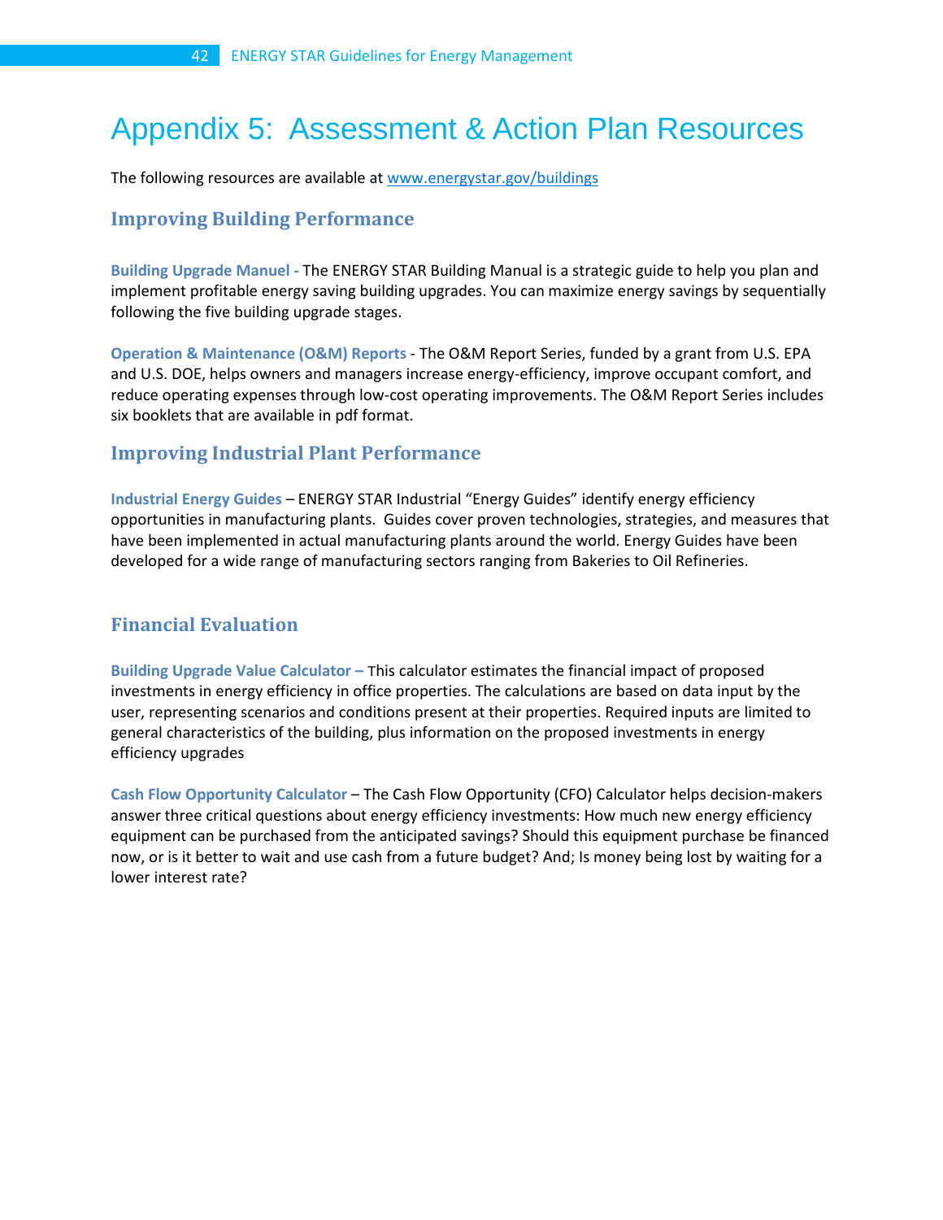# Appendix 5: Assessment & Action Plan Resources

The following resources are available at [www.energystar.gov/buildings](http://www.energystar.gov/buildings)

## Improving Building Performance

**Building Upgrade Manuel -** The ENERGY STAR Building Manual is a strategic guide to help you plan and implement profitable energy saving building upgrades. You can maximize energy savings by sequentially following the five building upgrade stages.

**Operation & Maintenance (O&M) Reports** - The O&M Report Series, funded by a grant from U.S. EPA and U.S. DOE, helps owners and managers increase energy-efficiency, improve occupant comfort, and reduce operating expenses through low-cost operating improvements. The O&M Report Series includes six booklets that are available in pdf format.

## Improving Industrial Plant Performance

**Industrial Energy Guides** – ENERGY STAR Industrial "Energy Guides" identify energy efficiency opportunities in manufacturing plants. Guides cover proven technologies, strategies, and measures that have been implemented in actual manufacturing plants around the world. Energy Guides have been developed for a wide range of manufacturing sectors ranging from Bakeries to Oil Refineries.

## Financial Evaluation

**Building Upgrade Value Calculator –** This calculator estimates the financial impact of proposed investments in energy efficiency in office properties. The calculations are based on data input by the user, representing scenarios and conditions present at their properties. Required inputs are limited to general characteristics of the building, plus information on the proposed investments in energy efficiency upgrades

**Cash Flow Opportunity Calculator** – The Cash Flow Opportunity (CFO) Calculator helps decision-makers answer three critical questions about energy efficiency investments: How much new energy efficiency equipment can be purchased from the anticipated savings? Should this equipment purchase be financed now, or is it better to wait and use cash from a future budget? And; Is money being lost by waiting for a lower interest rate?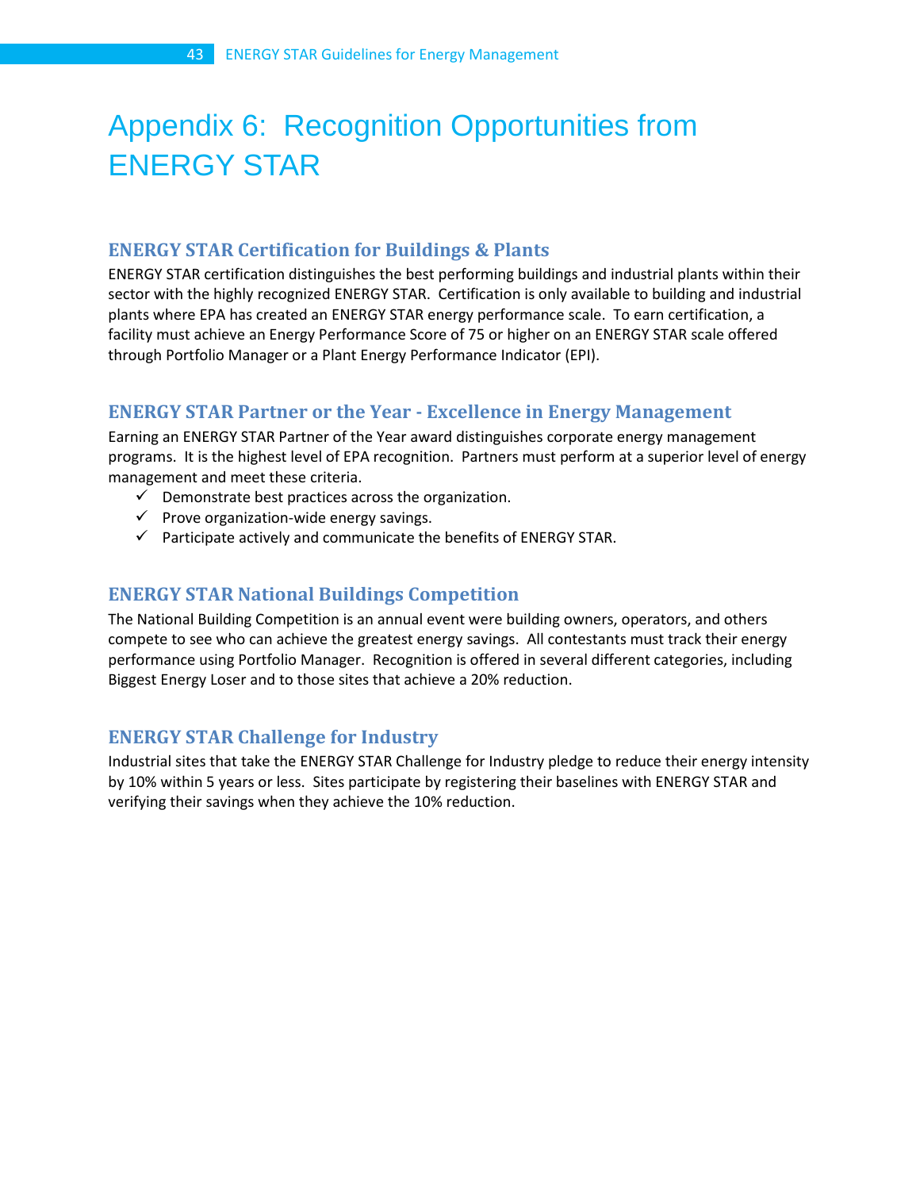# Appendix 6: Recognition Opportunities from ENERGY STAR

## ENERGY STAR Certification for Buildings & Plants

ENERGY STAR certification distinguishes the best performing buildings and industrial plants within their sector with the highly recognized ENERGY STAR. Certification is only available to building and industrial plants where EPA has created an ENERGY STAR energy performance scale. To earn certification, a facility must achieve an Energy Performance Score of 75 or higher on an ENERGY STAR scale offered through Portfolio Manager or a Plant Energy Performance Indicator (EPI).

## ENERGY STAR Partner or the Year - Excellence in Energy Management

Earning an ENERGY STAR Partner of the Year award distinguishes corporate energy management programs. It is the highest level of EPA recognition. Partners must perform at a superior level of energy management and meet these criteria.

- ✓ Demonstrate best practices across the organization.
- ✓ Prove organization-wide energy savings.
- ✓ Participate actively and communicate the benefits of ENERGY STAR.

## ENERGY STAR National Buildings Competition

The National Building Competition is an annual event were building owners, operators, and others compete to see who can achieve the greatest energy savings. All contestants must track their energy performance using Portfolio Manager. Recognition is offered in several different categories, including Biggest Energy Loser and to those sites that achieve a 20% reduction.

## ENERGY STAR Challenge for Industry

Industrial sites that take the ENERGY STAR Challenge for Industry pledge to reduce their energy intensity by 10% within 5 years or less. Sites participate by registering their baselines with ENERGY STAR and verifying their savings when they achieve the 10% reduction.